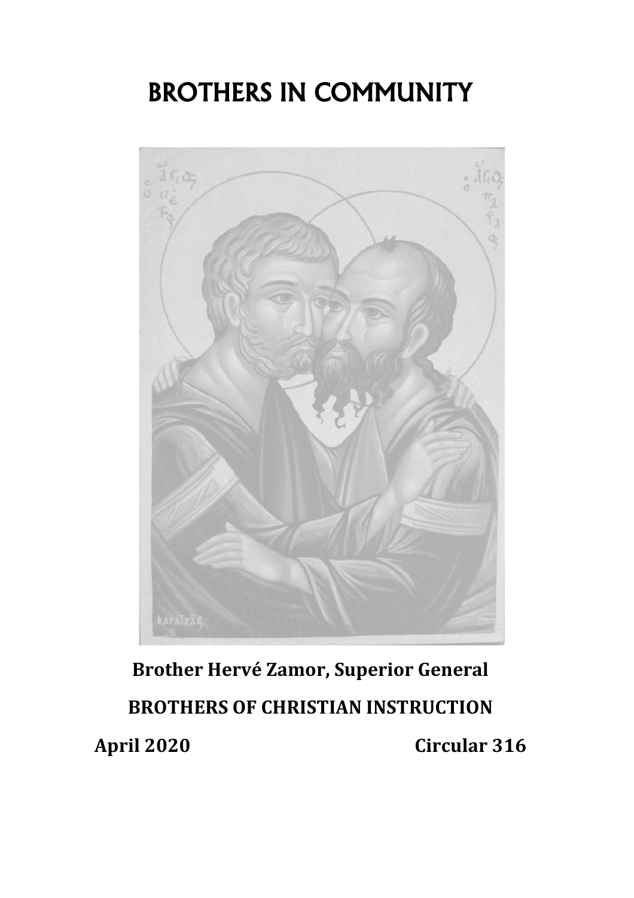# BROTHERS IN COMMUNITY

**Brother Hervé Zamor, Superior General**

**BROTHERS OF CHRISTIAN INSTRUCTION**

**April 2020** **Circular 316**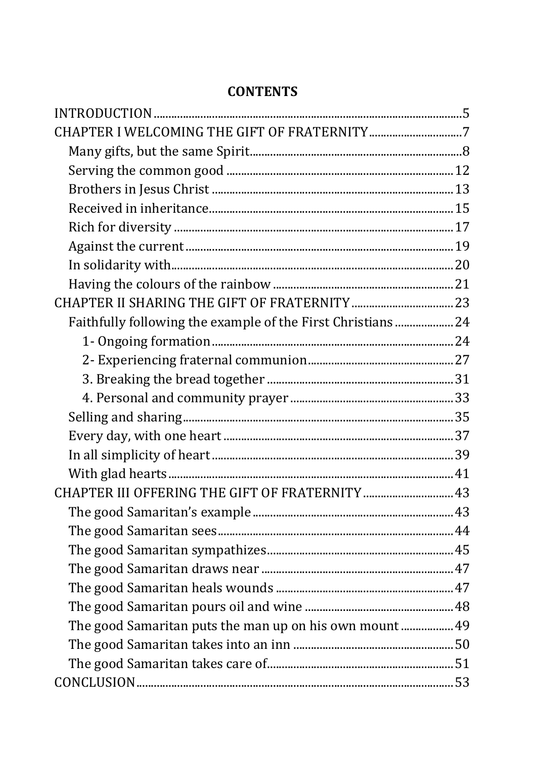**CONTENTS**

INTRODUCTION ... 5

CHAPTER I WELCOMING THE GIFT OF FRATERNITY ... 7

- Many gifts, but the same Spirit ... 8
- Serving the common good ... 12
- Brothers in Jesus Christ ... 13
- Received in inheritance ... 15
- Rich for diversity ... 17
- Against the current ... 19
- In solidarity with ... 20
- Having the colours of the rainbow ... 21

CHAPTER II SHARING THE GIFT OF FRATERNITY ... 23

- Faithfully following the example of the First Christians ... 24
  - 1- Ongoing formation ... 24
  - 2- Experiencing fraternal communion ... 27
  - 3. Breaking the bread together ... 31
  - 4. Personal and community prayer ... 33
- Selling and sharing ... 35
- Every day, with one heart ... 37
- In all simplicity of heart ... 39
- With glad hearts ... 41

CHAPTER III OFFERING THE GIFT OF FRATERNITY ... 43

- The good Samaritan's example ... 43
- The good Samaritan sees ... 44
- The good Samaritan sympathizes ... 45
- The good Samaritan draws near ... 47
- The good Samaritan heals wounds ... 47
- The good Samaritan pours oil and wine ... 48
- The good Samaritan puts the man up on his own mount ... 49
- The good Samaritan takes into an inn ... 50
- The good Samaritan takes care of ... 51

CONCLUSION ... 53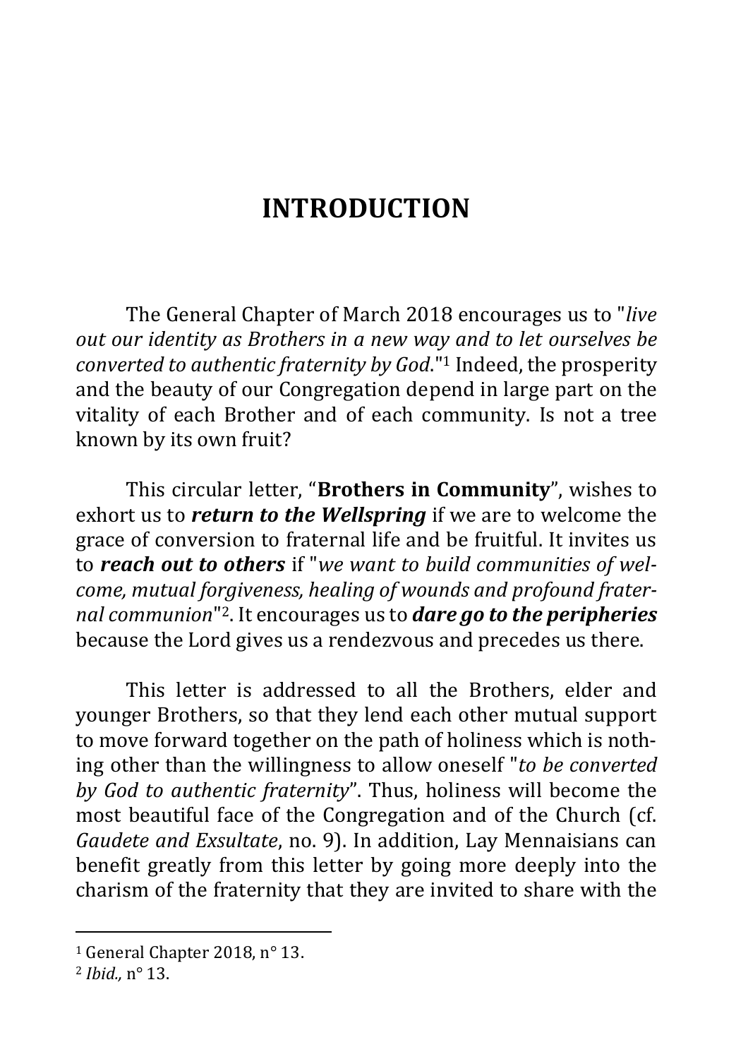# INTRODUCTION

The General Chapter of March 2018 encourages us to "*live out our identity as Brothers in a new way and to let ourselves be converted to authentic fraternity by God*."[1] Indeed, the prosperity and the beauty of our Congregation depend in large part on the vitality of each Brother and of each community. Is not a tree known by its own fruit?

This circular letter, "**Brothers in Community**", wishes to exhort us to ***return to the Wellspring*** if we are to welcome the grace of conversion to fraternal life and be fruitful. It invites us to ***reach out to others*** if "*we want to build communities of welcome, mutual forgiveness, healing of wounds and profound fraternal communion*"[2]. It encourages us to ***dare go to the peripheries*** because the Lord gives us a rendezvous and precedes us there.

This letter is addressed to all the Brothers, elder and younger Brothers, so that they lend each other mutual support to move forward together on the path of holiness which is nothing other than the willingness to allow oneself "*to be converted by God to authentic fraternity*". Thus, holiness will become the most beautiful face of the Congregation and of the Church (cf. *Gaudete and Exsultate*, no. 9). In addition, Lay Mennaisians can benefit greatly from this letter by going more deeply into the charism of the fraternity that they are invited to share with the

---

[1] General Chapter 2018, n° 13.

[2] *Ibid.,* n° 13.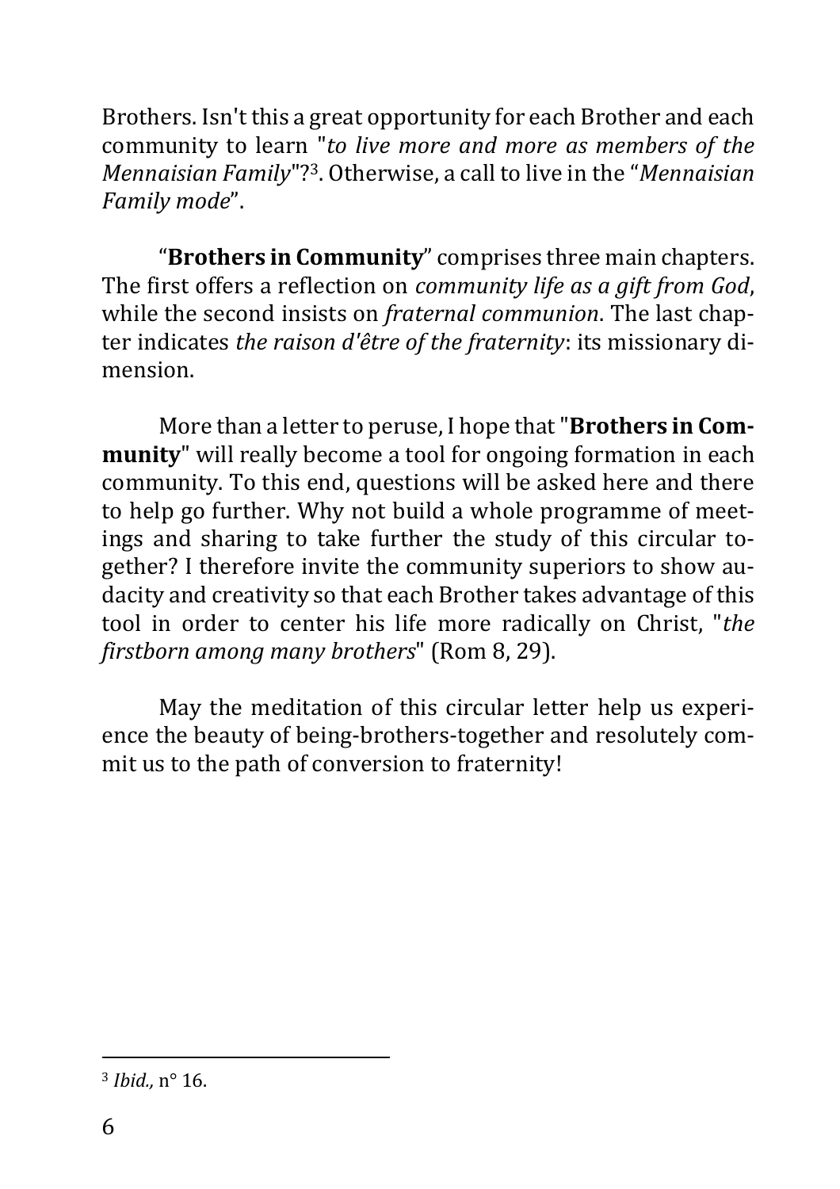Brothers. Isn't this a great opportunity for each Brother and each community to learn "*to live more and more as members of the Mennaisian Family*"?[3]. Otherwise, a call to live in the "*Mennaisian Family mode*".

"**Brothers in Community**" comprises three main chapters. The first offers a reflection on *community life as a gift from God*, while the second insists on *fraternal communion*. The last chapter indicates *the raison d'être of the fraternity*: its missionary dimension.

More than a letter to peruse, I hope that "**Brothers in Community**" will really become a tool for ongoing formation in each community. To this end, questions will be asked here and there to help go further. Why not build a whole programme of meetings and sharing to take further the study of this circular together? I therefore invite the community superiors to show audacity and creativity so that each Brother takes advantage of this tool in order to center his life more radically on Christ, "*the firstborn among many brothers*" (Rom 8, 29).

May the meditation of this circular letter help us experience the beauty of being-brothers-together and resolutely commit us to the path of conversion to fraternity!

---

[3] *Ibid.,* n° 16.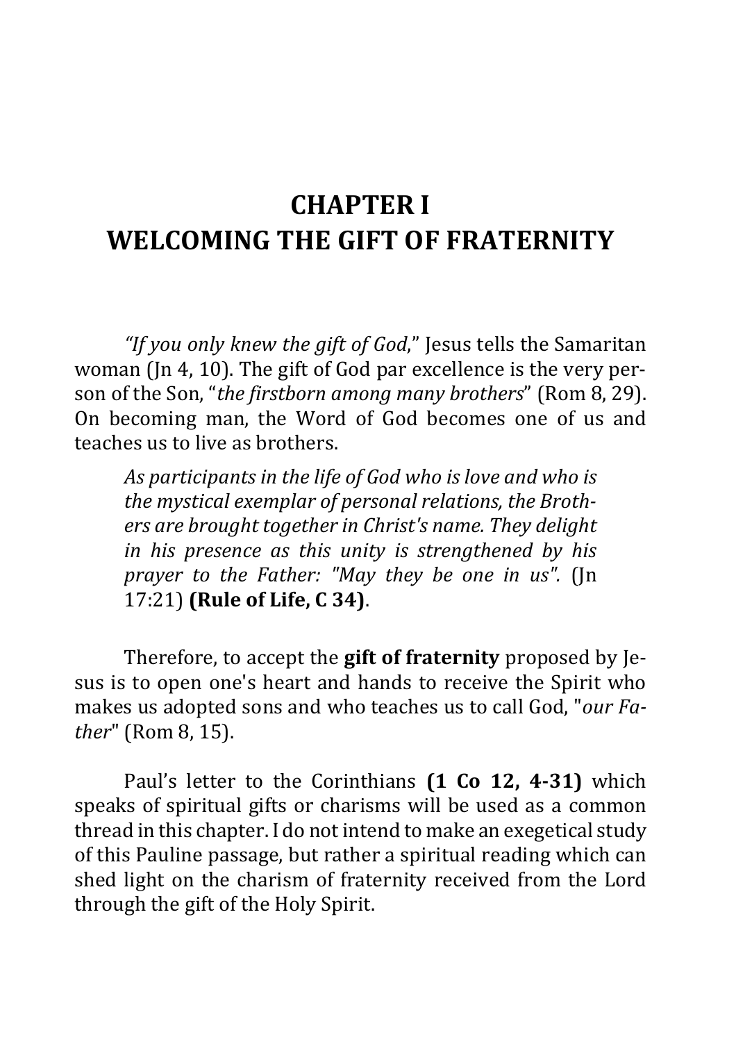# CHAPTER I
# WELCOMING THE GIFT OF FRATERNITY

*"If you only knew the gift of God*," Jesus tells the Samaritan woman (Jn 4, 10). The gift of God par excellence is the very person of the Son, "*the firstborn among many brothers*" (Rom 8, 29). On becoming man, the Word of God becomes one of us and teaches us to live as brothers.

> *As participants in the life of God who is love and who is the mystical exemplar of personal relations, the Brothers are brought together in Christ's name. They delight in his presence as this unity is strengthened by his prayer to the Father: "May they be one in us".* (Jn 17:21) **(Rule of Life, C 34)**.

Therefore, to accept the **gift of fraternity** proposed by Jesus is to open one's heart and hands to receive the Spirit who makes us adopted sons and who teaches us to call God, "*our Father*" (Rom 8, 15).

Paul's letter to the Corinthians **(1 Co 12, 4-31)** which speaks of spiritual gifts or charisms will be used as a common thread in this chapter. I do not intend to make an exegetical study of this Pauline passage, but rather a spiritual reading which can shed light on the charism of fraternity received from the Lord through the gift of the Holy Spirit.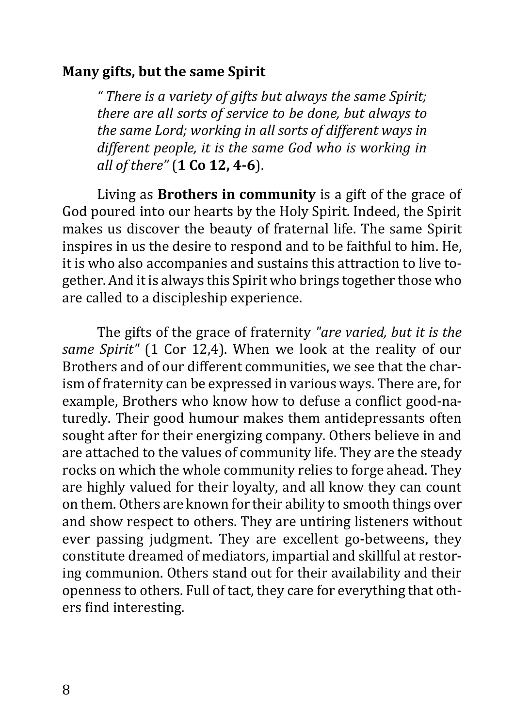**Many gifts, but the same Spirit**

> *" There is a variety of gifts but always the same Spirit; there are all sorts of service to be done, but always to the same Lord; working in all sorts of different ways in different people, it is the same God who is working in all of there"* (**1 Co 12, 4-6**).

Living as **Brothers in community** is a gift of the grace of God poured into our hearts by the Holy Spirit. Indeed, the Spirit makes us discover the beauty of fraternal life. The same Spirit inspires in us the desire to respond and to be faithful to him. He, it is who also accompanies and sustains this attraction to live together. And it is always this Spirit who brings together those who are called to a discipleship experience.

The gifts of the grace of fraternity *"are varied, but it is the same Spirit"* (1 Cor 12,4). When we look at the reality of our Brothers and of our different communities, we see that the charism of fraternity can be expressed in various ways. There are, for example, Brothers who know how to defuse a conflict good-naturedly. Their good humour makes them antidepressants often sought after for their energizing company. Others believe in and are attached to the values of community life. They are the steady rocks on which the whole community relies to forge ahead. They are highly valued for their loyalty, and all know they can count on them. Others are known for their ability to smooth things over and show respect to others. They are untiring listeners without ever passing judgment. They are excellent go-betweens, they constitute dreamed of mediators, impartial and skillful at restoring communion. Others stand out for their availability and their openness to others. Full of tact, they care for everything that others find interesting.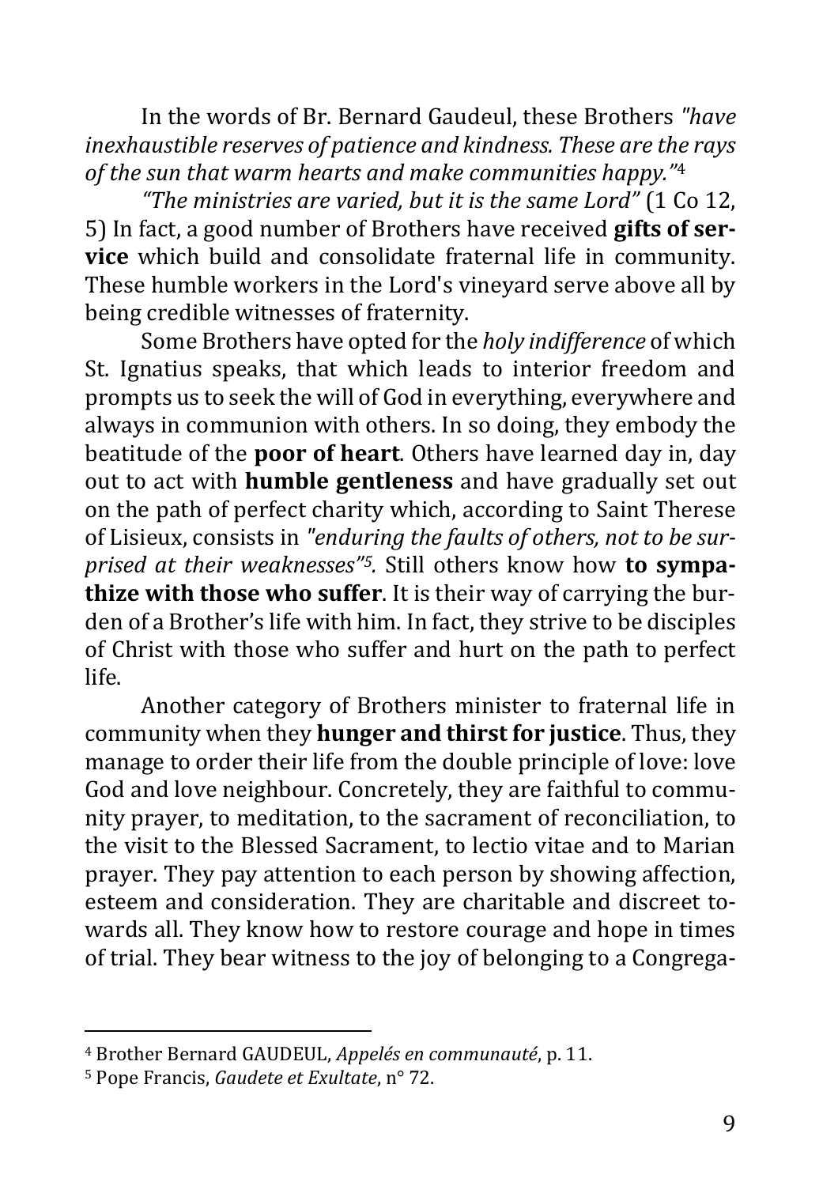In the words of Br. Bernard Gaudeul, these Brothers *"have inexhaustible reserves of patience and kindness. These are the rays of the sun that warm hearts and make communities happy."*[4]

*"The ministries are varied, but it is the same Lord"* (1 Co 12, 5) In fact, a good number of Brothers have received **gifts of service** which build and consolidate fraternal life in community. These humble workers in the Lord's vineyard serve above all by being credible witnesses of fraternity.

Some Brothers have opted for the *holy indifference* of which St. Ignatius speaks, that which leads to interior freedom and prompts us to seek the will of God in everything, everywhere and always in communion with others. In so doing, they embody the beatitude of the **poor of heart**. Others have learned day in, day out to act with **humble gentleness** and have gradually set out on the path of perfect charity which, according to Saint Therese of Lisieux, consists in *"enduring the faults of others, not to be surprised at their weaknesses"*[5]. Still others know how **to sympathize with those who suffer**. It is their way of carrying the burden of a Brother's life with him. In fact, they strive to be disciples of Christ with those who suffer and hurt on the path to perfect life.

Another category of Brothers minister to fraternal life in community when they **hunger and thirst for justice**. Thus, they manage to order their life from the double principle of love: love God and love neighbour. Concretely, they are faithful to community prayer, to meditation, to the sacrament of reconciliation, to the visit to the Blessed Sacrament, to lectio vitae and to Marian prayer. They pay attention to each person by showing affection, esteem and consideration. They are charitable and discreet towards all. They know how to restore courage and hope in times of trial. They bear witness to the joy of belonging to a Congrega-

---

[4] Brother Bernard GAUDEUL, *Appelés en communauté*, p. 11.

[5] Pope Francis, *Gaudete et Exultate*, n° 72.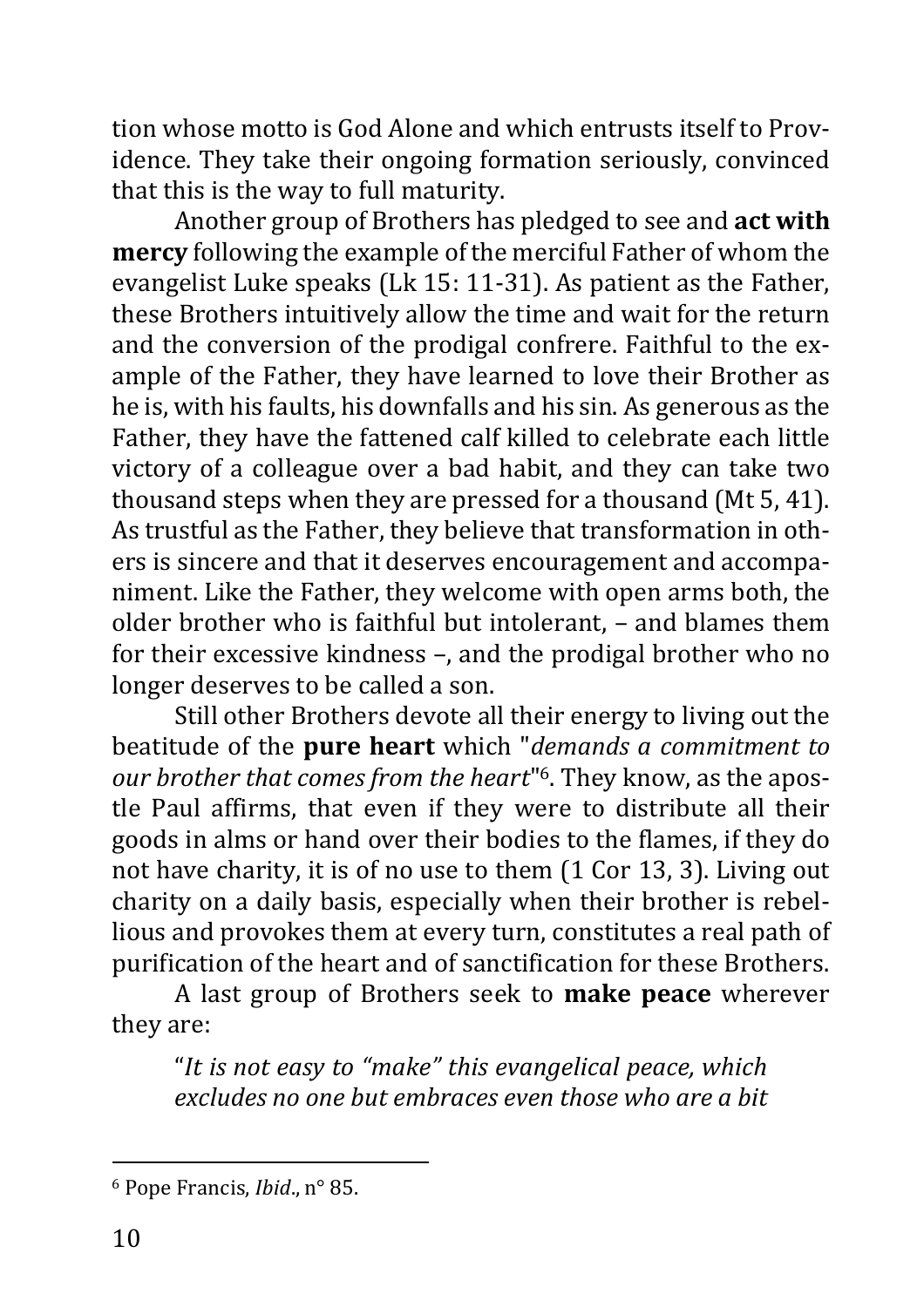tion whose motto is God Alone and which entrusts itself to Providence. They take their ongoing formation seriously, convinced that this is the way to full maturity.

Another group of Brothers has pledged to see and **act with mercy** following the example of the merciful Father of whom the evangelist Luke speaks (Lk 15: 11-31). As patient as the Father, these Brothers intuitively allow the time and wait for the return and the conversion of the prodigal confrere. Faithful to the example of the Father, they have learned to love their Brother as he is, with his faults, his downfalls and his sin. As generous as the Father, they have the fattened calf killed to celebrate each little victory of a colleague over a bad habit, and they can take two thousand steps when they are pressed for a thousand (Mt 5, 41). As trustful as the Father, they believe that transformation in others is sincere and that it deserves encouragement and accompaniment. Like the Father, they welcome with open arms both, the older brother who is faithful but intolerant, – and blames them for their excessive kindness –, and the prodigal brother who no longer deserves to be called a son.

Still other Brothers devote all their energy to living out the beatitude of the **pure heart** which "*demands a commitment to our brother that comes from the heart*"[6]. They know, as the apostle Paul affirms, that even if they were to distribute all their goods in alms or hand over their bodies to the flames, if they do not have charity, it is of no use to them (1 Cor 13, 3). Living out charity on a daily basis, especially when their brother is rebellious and provokes them at every turn, constitutes a real path of purification of the heart and of sanctification for these Brothers.

A last group of Brothers seek to **make peace** wherever they are:

> "*It is not easy to "make" this evangelical peace, which excludes no one but embraces even those who are a bit*

[6] Pope Francis, *Ibid*., n° 85.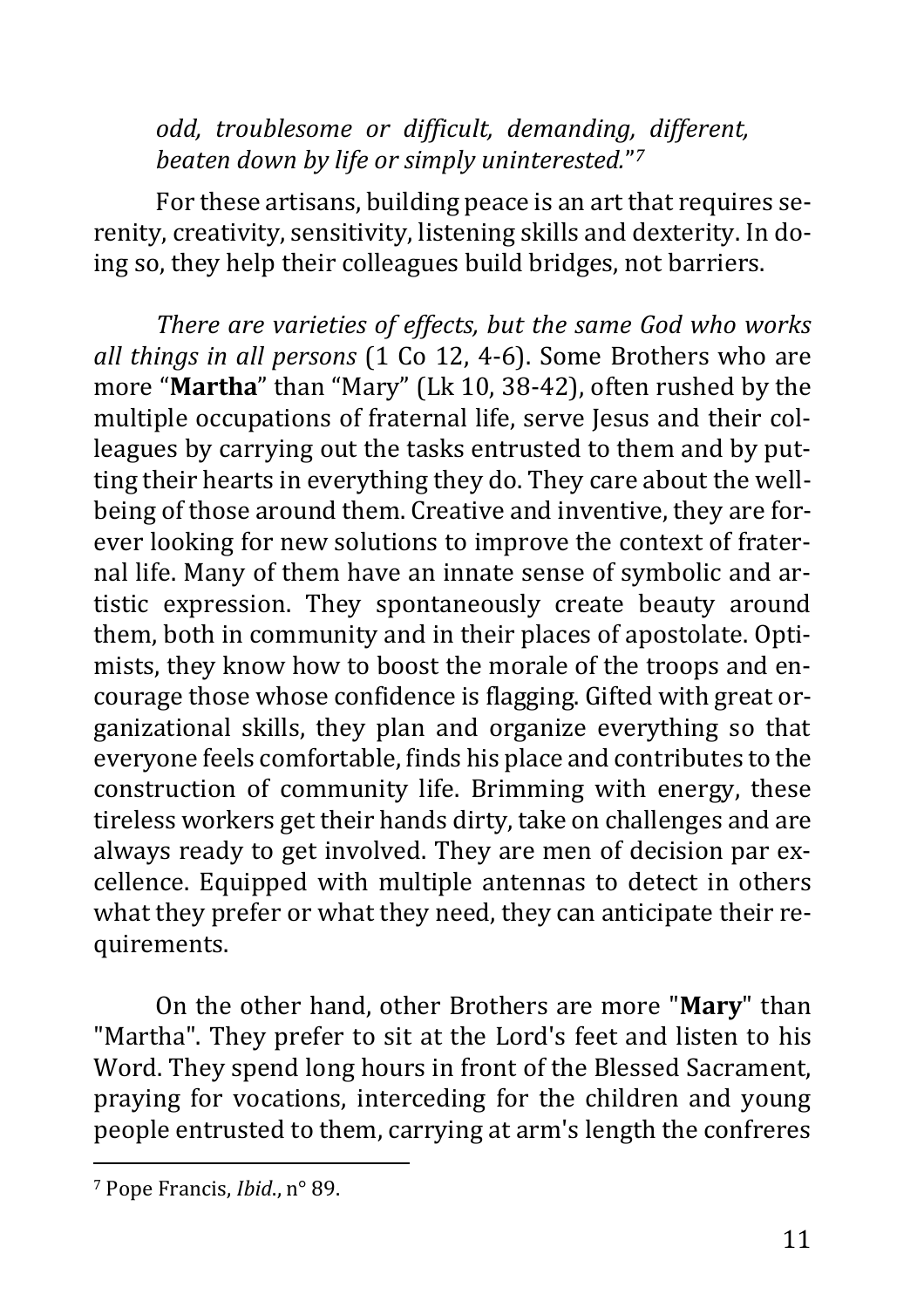*odd, troublesome or difficult, demanding, different, beaten down by life or simply uninterested.*"[7]

For these artisans, building peace is an art that requires serenity, creativity, sensitivity, listening skills and dexterity. In doing so, they help their colleagues build bridges, not barriers.

*There are varieties of effects, but the same God who works all things in all persons* (1 Co 12, 4-6). Some Brothers who are more "**Martha**" than "Mary" (Lk 10, 38-42), often rushed by the multiple occupations of fraternal life, serve Jesus and their colleagues by carrying out the tasks entrusted to them and by putting their hearts in everything they do. They care about the well-being of those around them. Creative and inventive, they are forever looking for new solutions to improve the context of fraternal life. Many of them have an innate sense of symbolic and artistic expression. They spontaneously create beauty around them, both in community and in their places of apostolate. Optimists, they know how to boost the morale of the troops and encourage those whose confidence is flagging. Gifted with great organizational skills, they plan and organize everything so that everyone feels comfortable, finds his place and contributes to the construction of community life. Brimming with energy, these tireless workers get their hands dirty, take on challenges and are always ready to get involved. They are men of decision par excellence. Equipped with multiple antennas to detect in others what they prefer or what they need, they can anticipate their requirements.

On the other hand, other Brothers are more "**Mary**" than "Martha". They prefer to sit at the Lord's feet and listen to his Word. They spend long hours in front of the Blessed Sacrament, praying for vocations, interceding for the children and young people entrusted to them, carrying at arm's length the confreres

---

[7] Pope Francis, *Ibid*., n° 89.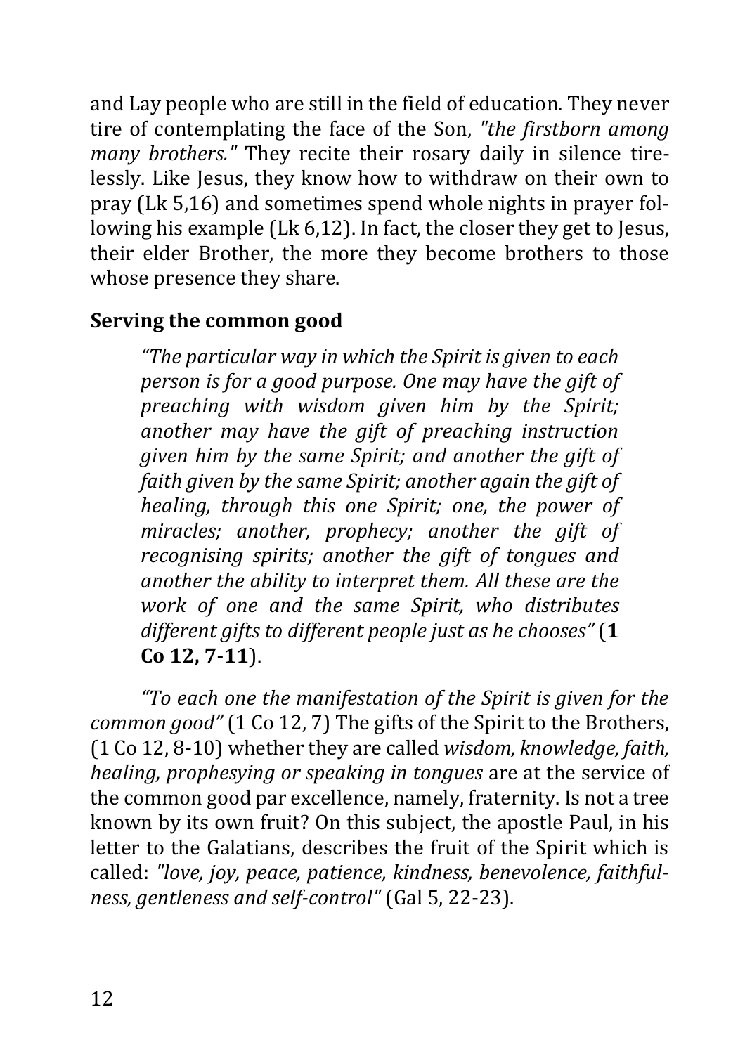and Lay people who are still in the field of education. They never tire of contemplating the face of the Son, *"the firstborn among many brothers."* They recite their rosary daily in silence tirelessly. Like Jesus, they know how to withdraw on their own to pray (Lk 5,16) and sometimes spend whole nights in prayer following his example (Lk 6,12). In fact, the closer they get to Jesus, their elder Brother, the more they become brothers to those whose presence they share.

## Serving the common good

> *"The particular way in which the Spirit is given to each person is for a good purpose. One may have the gift of preaching with wisdom given him by the Spirit; another may have the gift of preaching instruction given him by the same Spirit; and another the gift of faith given by the same Spirit; another again the gift of healing, through this one Spirit; one, the power of miracles; another, prophecy; another the gift of recognising spirits; another the gift of tongues and another the ability to interpret them. All these are the work of one and the same Spirit, who distributes different gifts to different people just as he chooses"* (**1 Co 12, 7-11**).

*"To each one the manifestation of the Spirit is given for the common good"* (1 Co 12, 7) The gifts of the Spirit to the Brothers, (1 Co 12, 8-10) whether they are called *wisdom, knowledge, faith, healing, prophesying or speaking in tongues* are at the service of the common good par excellence, namely, fraternity. Is not a tree known by its own fruit? On this subject, the apostle Paul, in his letter to the Galatians, describes the fruit of the Spirit which is called: *"love, joy, peace, patience, kindness, benevolence, faithfulness, gentleness and self-control"* (Gal 5, 22-23).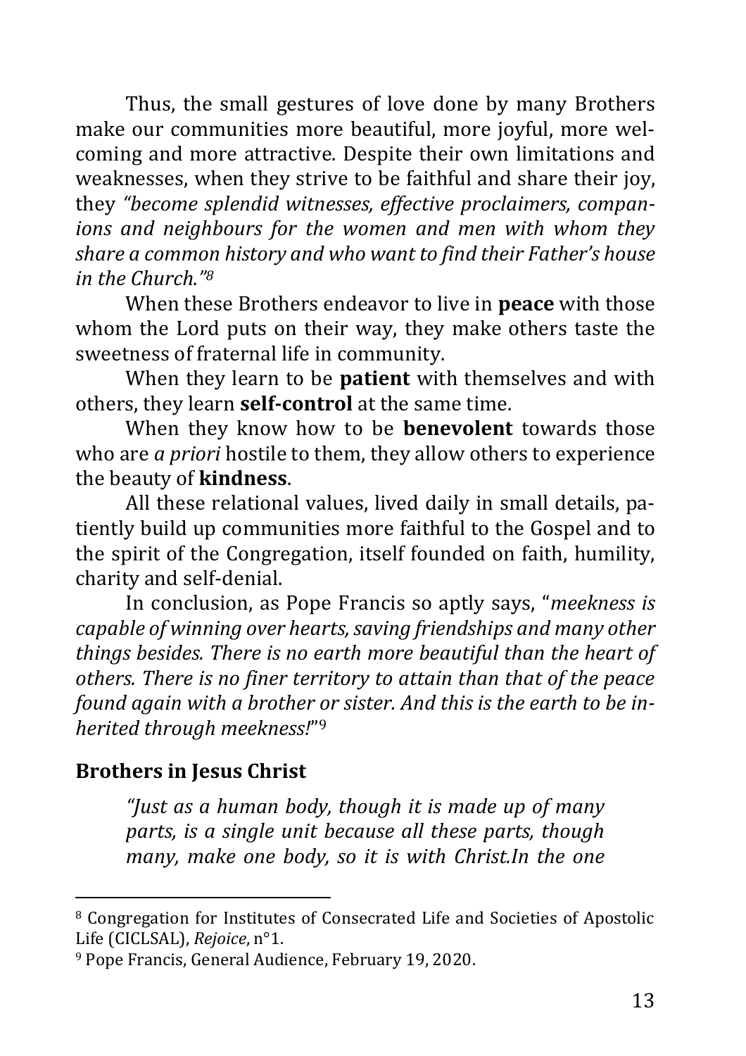Thus, the small gestures of love done by many Brothers make our communities more beautiful, more joyful, more welcoming and more attractive. Despite their own limitations and weaknesses, when they strive to be faithful and share their joy, they *"become splendid witnesses, effective proclaimers, companions and neighbours for the women and men with whom they share a common history and who want to find their Father's house in the Church."*[8]

When these Brothers endeavor to live in **peace** with those whom the Lord puts on their way, they make others taste the sweetness of fraternal life in community.

When they learn to be **patient** with themselves and with others, they learn **self-control** at the same time.

When they know how to be **benevolent** towards those who are *a priori* hostile to them, they allow others to experience the beauty of **kindness**.

All these relational values, lived daily in small details, patiently build up communities more faithful to the Gospel and to the spirit of the Congregation, itself founded on faith, humility, charity and self-denial.

In conclusion, as Pope Francis so aptly says, "*meekness is capable of winning over hearts, saving friendships and many other things besides. There is no earth more beautiful than the heart of others. There is no finer territory to attain than that of the peace found again with a brother or sister. And this is the earth to be inherited through meekness!*"[9]

## Brothers in Jesus Christ

> *"Just as a human body, though it is made up of many parts, is a single unit because all these parts, though many, make one body, so it is with Christ.In the one*

---

[8] Congregation for Institutes of Consecrated Life and Societies of Apostolic Life (CICLSAL), *Rejoice*, n°1.

[9] Pope Francis, General Audience, February 19, 2020.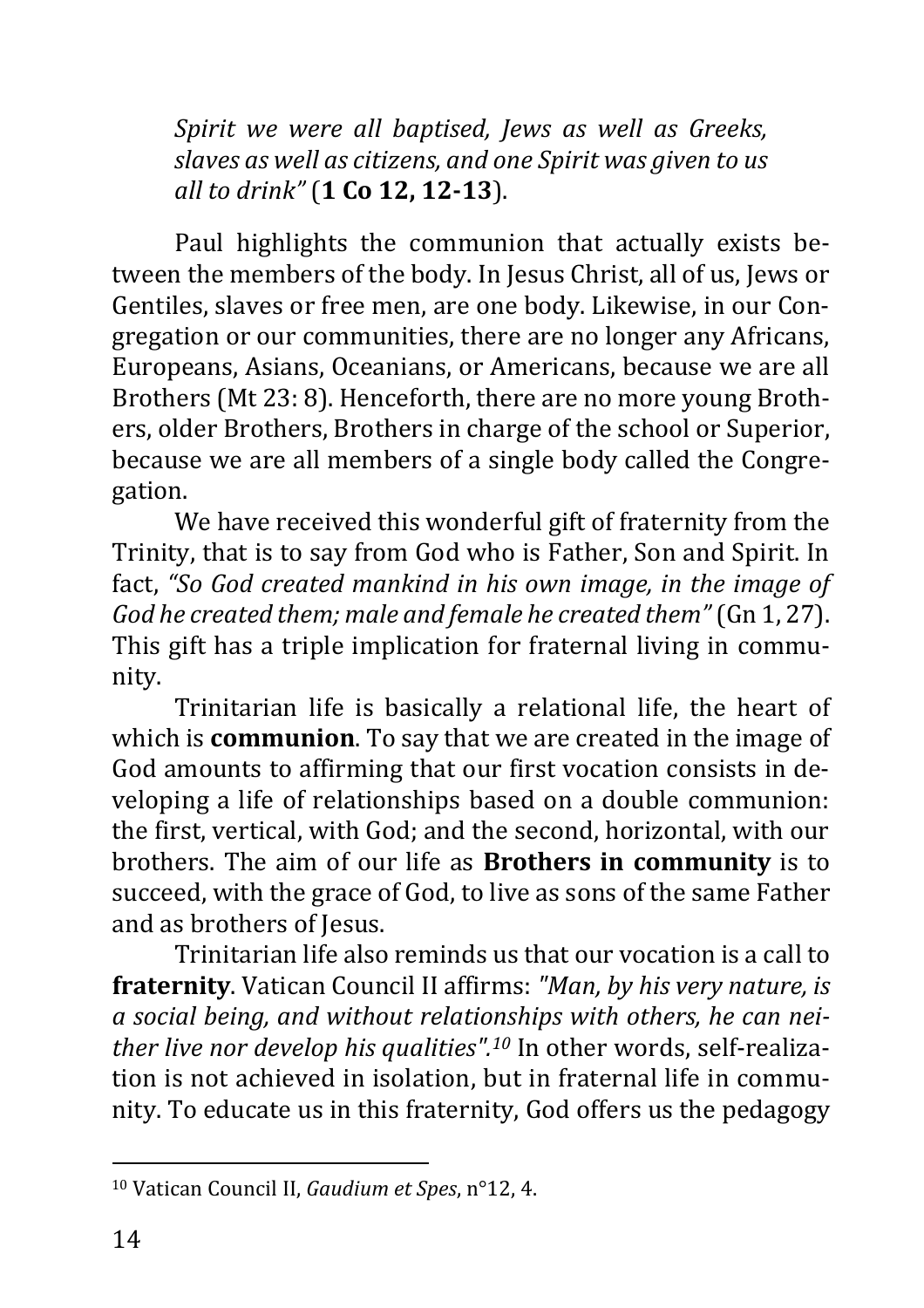*Spirit we were all baptised, Jews as well as Greeks, slaves as well as citizens, and one Spirit was given to us all to drink"* (**1 Co 12, 12-13**).

Paul highlights the communion that actually exists between the members of the body. In Jesus Christ, all of us, Jews or Gentiles, slaves or free men, are one body. Likewise, in our Congregation or our communities, there are no longer any Africans, Europeans, Asians, Oceanians, or Americans, because we are all Brothers (Mt 23: 8). Henceforth, there are no more young Brothers, older Brothers, Brothers in charge of the school or Superior, because we are all members of a single body called the Congregation.

We have received this wonderful gift of fraternity from the Trinity, that is to say from God who is Father, Son and Spirit. In fact, *"So God created mankind in his own image, in the image of God he created them; male and female he created them"* (Gn 1, 27). This gift has a triple implication for fraternal living in community.

Trinitarian life is basically a relational life, the heart of which is **communion**. To say that we are created in the image of God amounts to affirming that our first vocation consists in developing a life of relationships based on a double communion: the first, vertical, with God; and the second, horizontal, with our brothers. The aim of our life as **Brothers in community** is to succeed, with the grace of God, to live as sons of the same Father and as brothers of Jesus.

Trinitarian life also reminds us that our vocation is a call to **fraternity**. Vatican Council II affirms: *"Man, by his very nature, is a social being, and without relationships with others, he can neither live nor develop his qualities".*[10] In other words, self-realization is not achieved in isolation, but in fraternal life in community. To educate us in this fraternity, God offers us the pedagogy

[10] Vatican Council II, *Gaudium et Spes*, n°12, 4.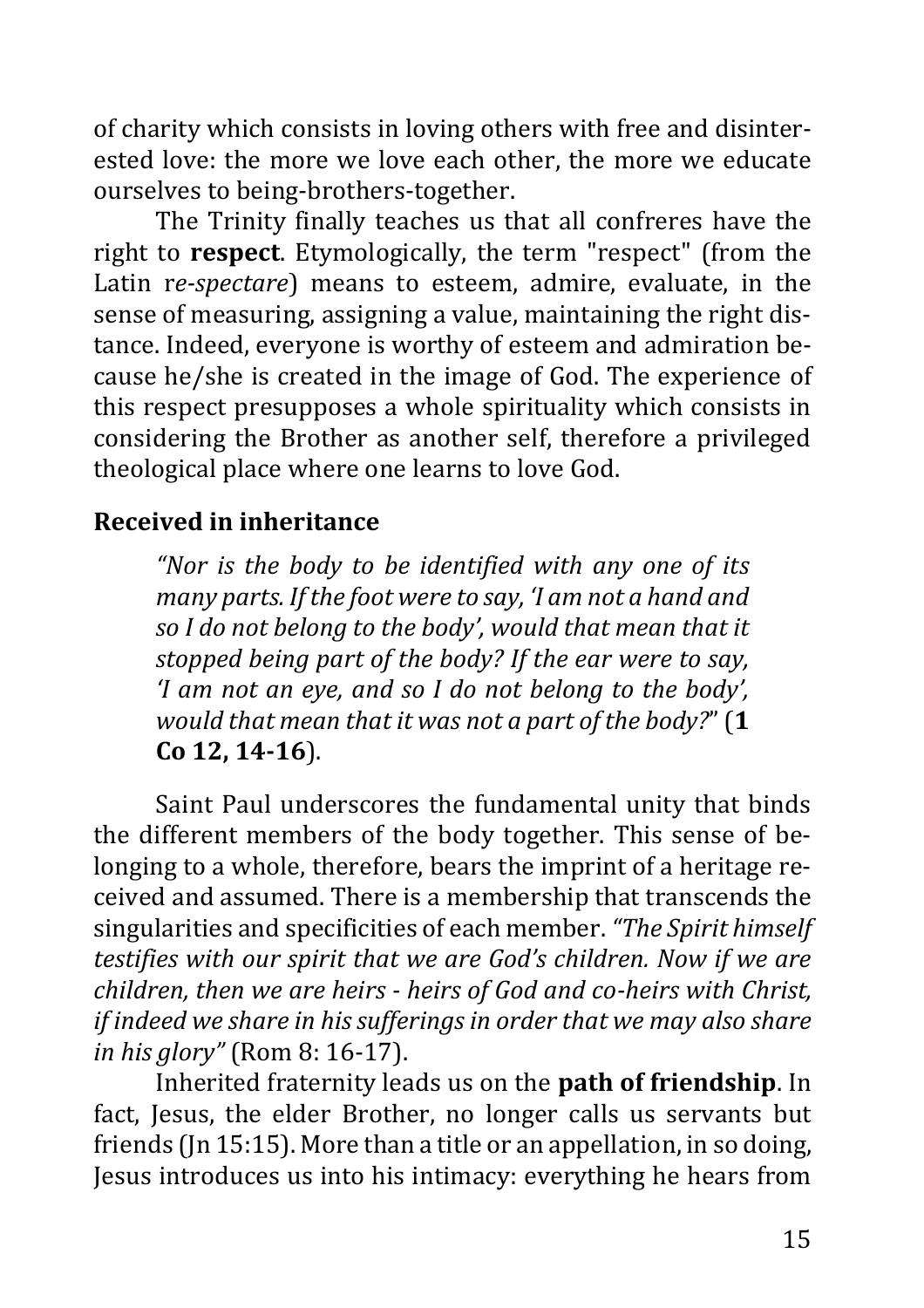of charity which consists in loving others with free and disinterested love: the more we love each other, the more we educate ourselves to being-brothers-together.

The Trinity finally teaches us that all confreres have the right to **respect**. Etymologically, the term "respect" (from the Latin r*e-spectare*) means to esteem, admire, evaluate, in the sense of measuring, assigning a value, maintaining the right distance. Indeed, everyone is worthy of esteem and admiration because he/she is created in the image of God. The experience of this respect presupposes a whole spirituality which consists in considering the Brother as another self, therefore a privileged theological place where one learns to love God.

### Received in inheritance

> *"Nor is the body to be identified with any one of its many parts. If the foot were to say, 'I am not a hand and so I do not belong to the body', would that mean that it stopped being part of the body? If the ear were to say, 'I am not an eye, and so I do not belong to the body', would that mean that it was not a part of the body?"* (**1 Co 12, 14-16**).

Saint Paul underscores the fundamental unity that binds the different members of the body together. This sense of belonging to a whole, therefore, bears the imprint of a heritage received and assumed. There is a membership that transcends the singularities and specificities of each member. *"The Spirit himself testifies with our spirit that we are God's children. Now if we are children, then we are heirs - heirs of God and co-heirs with Christ, if indeed we share in his sufferings in order that we may also share in his glory"* (Rom 8: 16-17).

Inherited fraternity leads us on the **path of friendship**. In fact, Jesus, the elder Brother, no longer calls us servants but friends (Jn 15:15). More than a title or an appellation, in so doing, Jesus introduces us into his intimacy: everything he hears from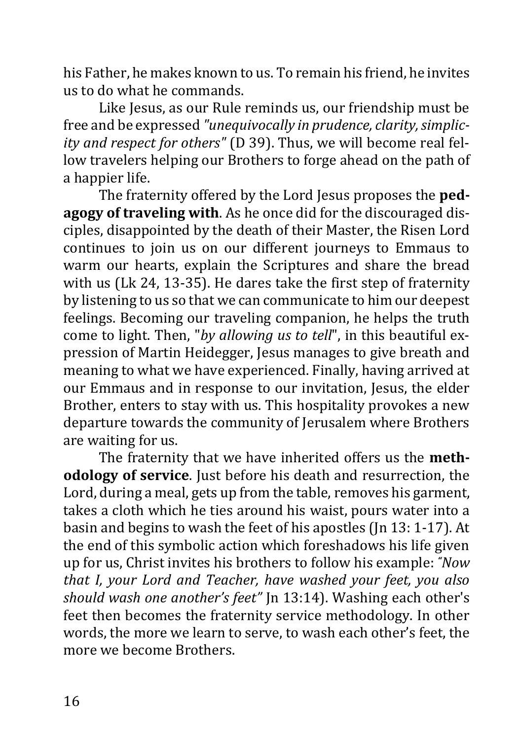his Father, he makes known to us. To remain his friend, he invites us to do what he commands.

Like Jesus, as our Rule reminds us, our friendship must be free and be expressed *"unequivocally in prudence, clarity, simplicity and respect for others"* (D 39). Thus, we will become real fellow travelers helping our Brothers to forge ahead on the path of a happier life.

The fraternity offered by the Lord Jesus proposes the **pedagogy of traveling with**. As he once did for the discouraged disciples, disappointed by the death of their Master, the Risen Lord continues to join us on our different journeys to Emmaus to warm our hearts, explain the Scriptures and share the bread with us (Lk 24, 13-35). He dares take the first step of fraternity by listening to us so that we can communicate to him our deepest feelings. Becoming our traveling companion, he helps the truth come to light. Then, "*by allowing us to tell*", in this beautiful expression of Martin Heidegger, Jesus manages to give breath and meaning to what we have experienced. Finally, having arrived at our Emmaus and in response to our invitation, Jesus, the elder Brother, enters to stay with us. This hospitality provokes a new departure towards the community of Jerusalem where Brothers are waiting for us.

The fraternity that we have inherited offers us the **methodology of service**. Just before his death and resurrection, the Lord, during a meal, gets up from the table, removes his garment, takes a cloth which he ties around his waist, pours water into a basin and begins to wash the feet of his apostles (Jn 13: 1-17). At the end of this symbolic action which foreshadows his life given up for us, Christ invites his brothers to follow his example: *"Now that I, your Lord and Teacher, have washed your feet, you also should wash one another's feet"* Jn 13:14). Washing each other's feet then becomes the fraternity service methodology. In other words, the more we learn to serve, to wash each other's feet, the more we become Brothers.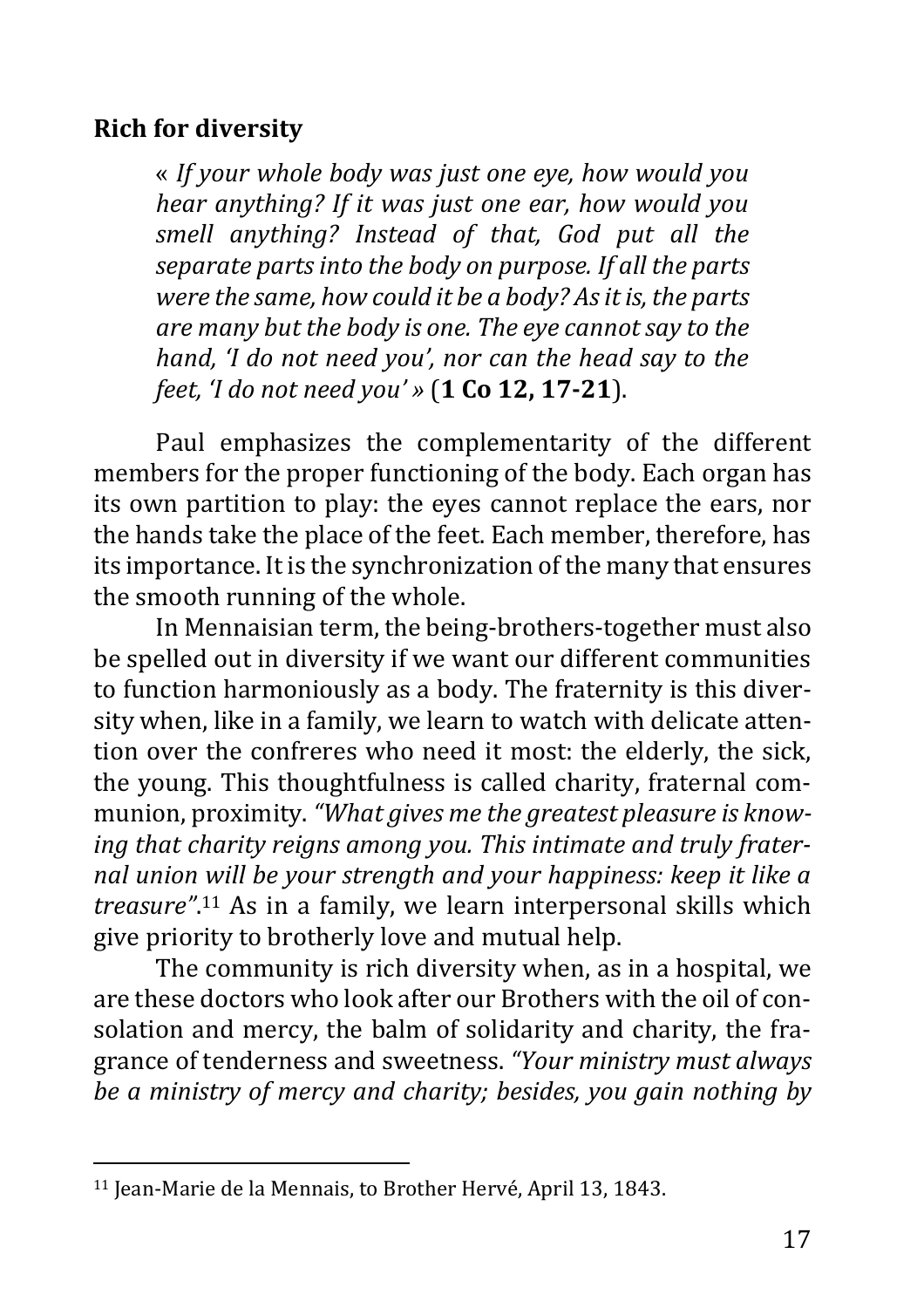**Rich for diversity**

> « *If your whole body was just one eye, how would you hear anything? If it was just one ear, how would you smell anything? Instead of that, God put all the separate parts into the body on purpose. If all the parts were the same, how could it be a body? As it is, the parts are many but the body is one. The eye cannot say to the hand, 'I do not need you', nor can the head say to the feet, 'I do not need you' »* (**1 Co 12, 17-21**).

Paul emphasizes the complementarity of the different members for the proper functioning of the body. Each organ has its own partition to play: the eyes cannot replace the ears, nor the hands take the place of the feet. Each member, therefore, has its importance. It is the synchronization of the many that ensures the smooth running of the whole.

In Mennaisian term, the being-brothers-together must also be spelled out in diversity if we want our different communities to function harmoniously as a body. The fraternity is this diversity when, like in a family, we learn to watch with delicate attention over the confreres who need it most: the elderly, the sick, the young. This thoughtfulness is called charity, fraternal communion, proximity. *"What gives me the greatest pleasure is knowing that charity reigns among you. This intimate and truly fraternal union will be your strength and your happiness: keep it like a treasure"*.[11] As in a family, we learn interpersonal skills which give priority to brotherly love and mutual help.

The community is rich diversity when, as in a hospital, we are these doctors who look after our Brothers with the oil of consolation and mercy, the balm of solidarity and charity, the fragrance of tenderness and sweetness. *"Your ministry must always be a ministry of mercy and charity; besides, you gain nothing by*

[11] Jean-Marie de la Mennais, to Brother Hervé, April 13, 1843.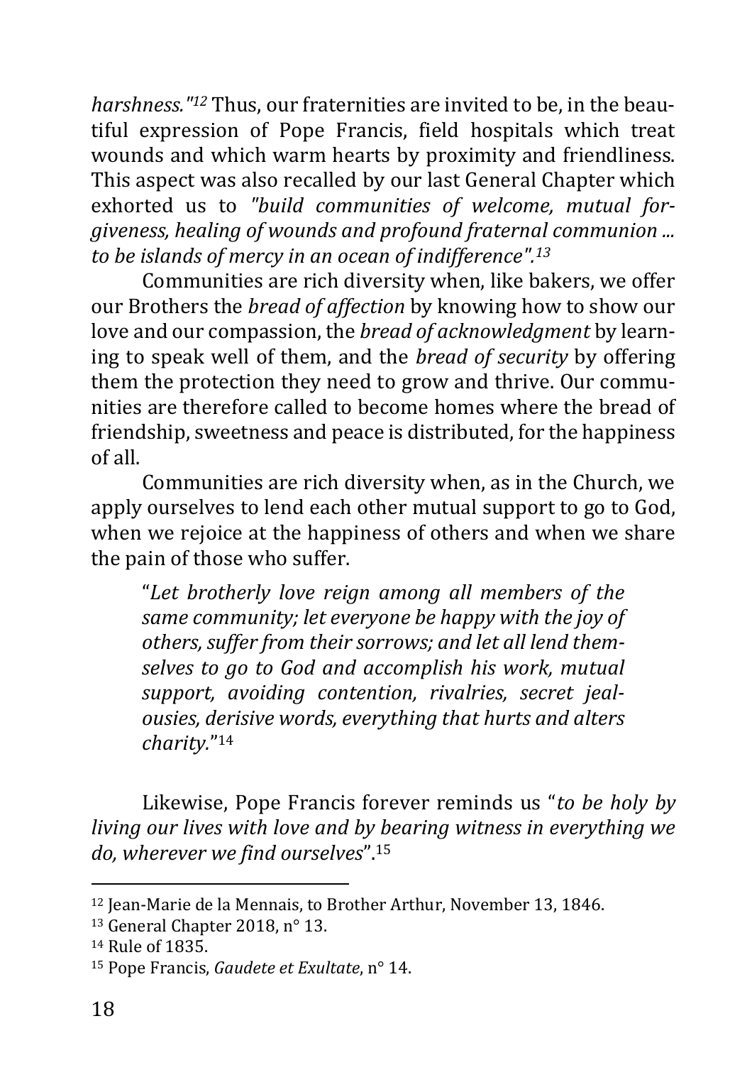*harshness."*[12] Thus, our fraternities are invited to be, in the beautiful expression of Pope Francis, field hospitals which treat wounds and which warm hearts by proximity and friendliness. This aspect was also recalled by our last General Chapter which exhorted us to *"build communities of welcome, mutual forgiveness, healing of wounds and profound fraternal communion ... to be islands of mercy in an ocean of indifference".*[13]

Communities are rich diversity when, like bakers, we offer our Brothers the *bread of affection* by knowing how to show our love and our compassion, the *bread of acknowledgment* by learning to speak well of them, and the *bread of security* by offering them the protection they need to grow and thrive. Our communities are therefore called to become homes where the bread of friendship, sweetness and peace is distributed, for the happiness of all.

Communities are rich diversity when, as in the Church, we apply ourselves to lend each other mutual support to go to God, when we rejoice at the happiness of others and when we share the pain of those who suffer.

> "*Let brotherly love reign among all members of the same community; let everyone be happy with the joy of others, suffer from their sorrows; and let all lend themselves to go to God and accomplish his work, mutual support, avoiding contention, rivalries, secret jealousies, derisive words, everything that hurts and alters charity.*"[14]

Likewise, Pope Francis forever reminds us "*to be holy by living our lives with love and by bearing witness in everything we do, wherever we find ourselves*".[15]

---

[12] Jean-Marie de la Mennais, to Brother Arthur, November 13, 1846.

[13] General Chapter 2018, n° 13.

[14] Rule of 1835.

[15] Pope Francis, *Gaudete et Exultate*, n° 14.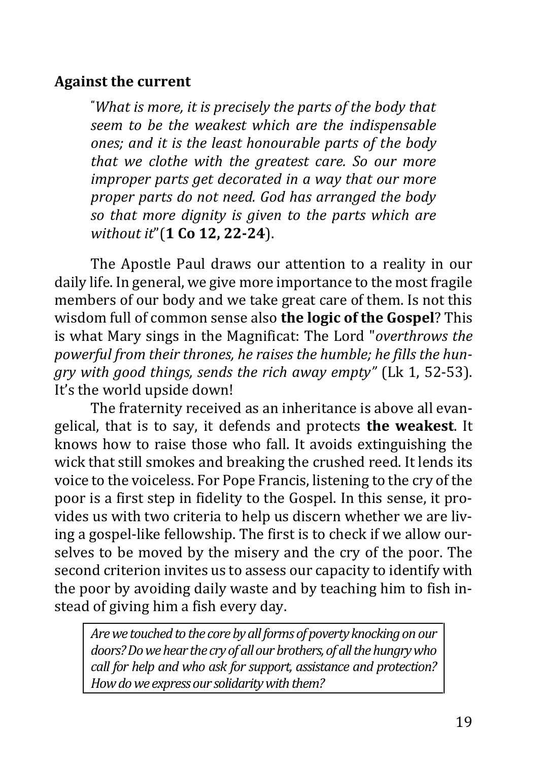### Against the current

> "*What is more, it is precisely the parts of the body that seem to be the weakest which are the indispensable ones; and it is the least honourable parts of the body that we clothe with the greatest care. So our more improper parts get decorated in a way that our more proper parts do not need. God has arranged the body so that more dignity is given to the parts which are without it*" (**1 Co 12, 22-24**).

The Apostle Paul draws our attention to a reality in our daily life. In general, we give more importance to the most fragile members of our body and we take great care of them. Is not this wisdom full of common sense also **the logic of the Gospel**? This is what Mary sings in the Magnificat: The Lord "*overthrows the powerful from their thrones, he raises the humble; he fills the hungry with good things, sends the rich away empty"* (Lk 1, 52-53). It's the world upside down!

The fraternity received as an inheritance is above all evangelical, that is to say, it defends and protects **the weakest**. It knows how to raise those who fall. It avoids extinguishing the wick that still smokes and breaking the crushed reed. It lends its voice to the voiceless. For Pope Francis, listening to the cry of the poor is a first step in fidelity to the Gospel. In this sense, it provides us with two criteria to help us discern whether we are living a gospel-like fellowship. The first is to check if we allow ourselves to be moved by the misery and the cry of the poor. The second criterion invites us to assess our capacity to identify with the poor by avoiding daily waste and by teaching him to fish instead of giving him a fish every day.

> *Are we touched to the core by all forms of poverty knocking on our doors? Do we hear the cry of all our brothers, of all the hungry who call for help and who ask for support, assistance and protection? How do we express our solidarity with them?*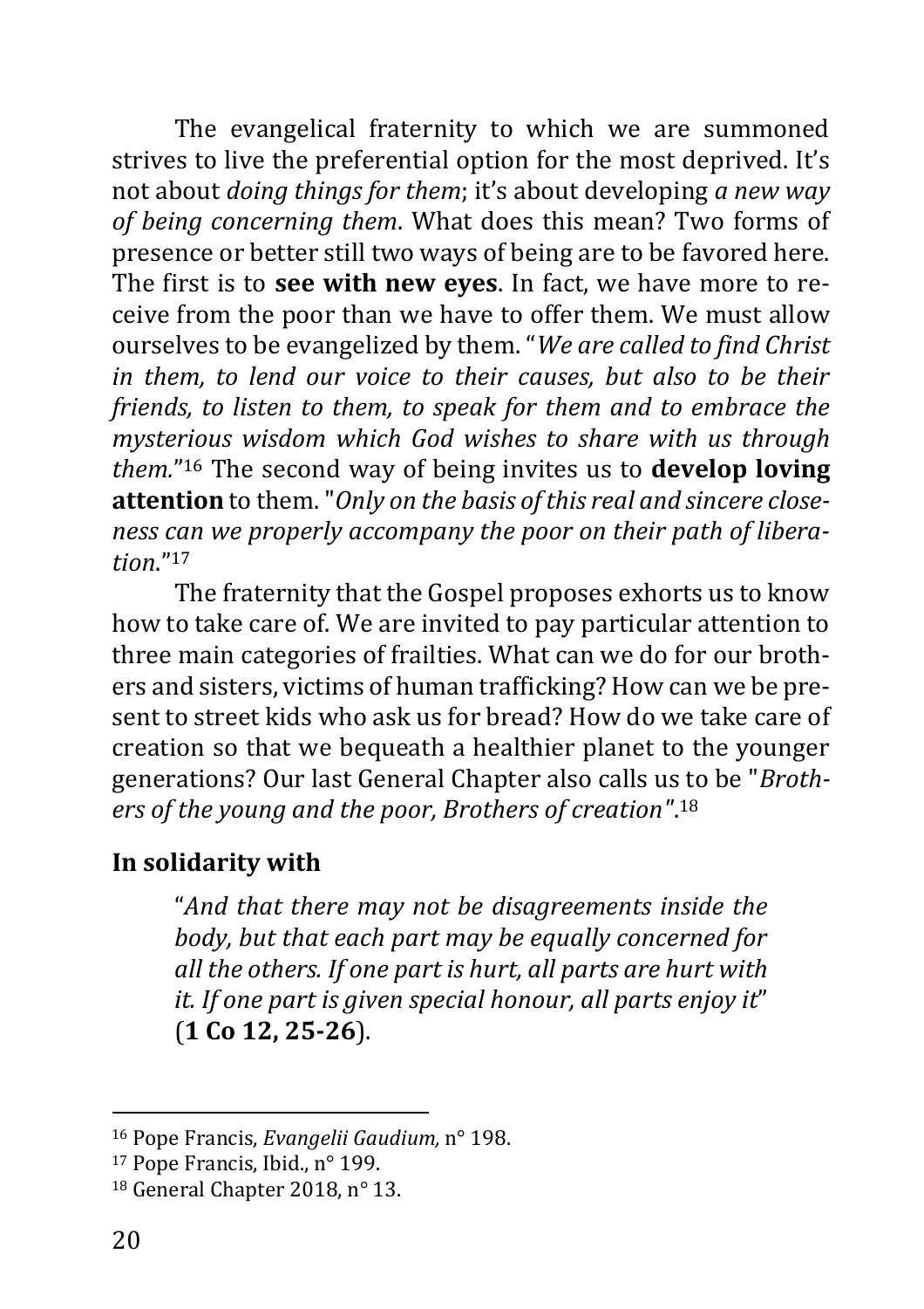The evangelical fraternity to which we are summoned strives to live the preferential option for the most deprived. It's not about *doing things for them*; it's about developing *a new way of being concerning them*. What does this mean? Two forms of presence or better still two ways of being are to be favored here. The first is to **see with new eyes**. In fact, we have more to receive from the poor than we have to offer them. We must allow ourselves to be evangelized by them. "*We are called to find Christ in them, to lend our voice to their causes, but also to be their friends, to listen to them, to speak for them and to embrace the mysterious wisdom which God wishes to share with us through them.*"[16] The second way of being invites us to **develop loving attention** to them. "*Only on the basis of this real and sincere closeness can we properly accompany the poor on their path of liberation*."[17]

The fraternity that the Gospel proposes exhorts us to know how to take care of. We are invited to pay particular attention to three main categories of frailties. What can we do for our brothers and sisters, victims of human trafficking? How can we be present to street kids who ask us for bread? How do we take care of creation so that we bequeath a healthier planet to the younger generations? Our last General Chapter also calls us to be "*Brothers of the young and the poor, Brothers of creation"*.[18]

## In solidarity with

> "*And that there may not be disagreements inside the body, but that each part may be equally concerned for all the others. If one part is hurt, all parts are hurt with it. If one part is given special honour, all parts enjoy it*" (**1 Co 12, 25-26**).

---

[16] Pope Francis, *Evangelii Gaudium,* n° 198.

[17] Pope Francis, Ibid., n° 199.

[18] General Chapter 2018, n° 13.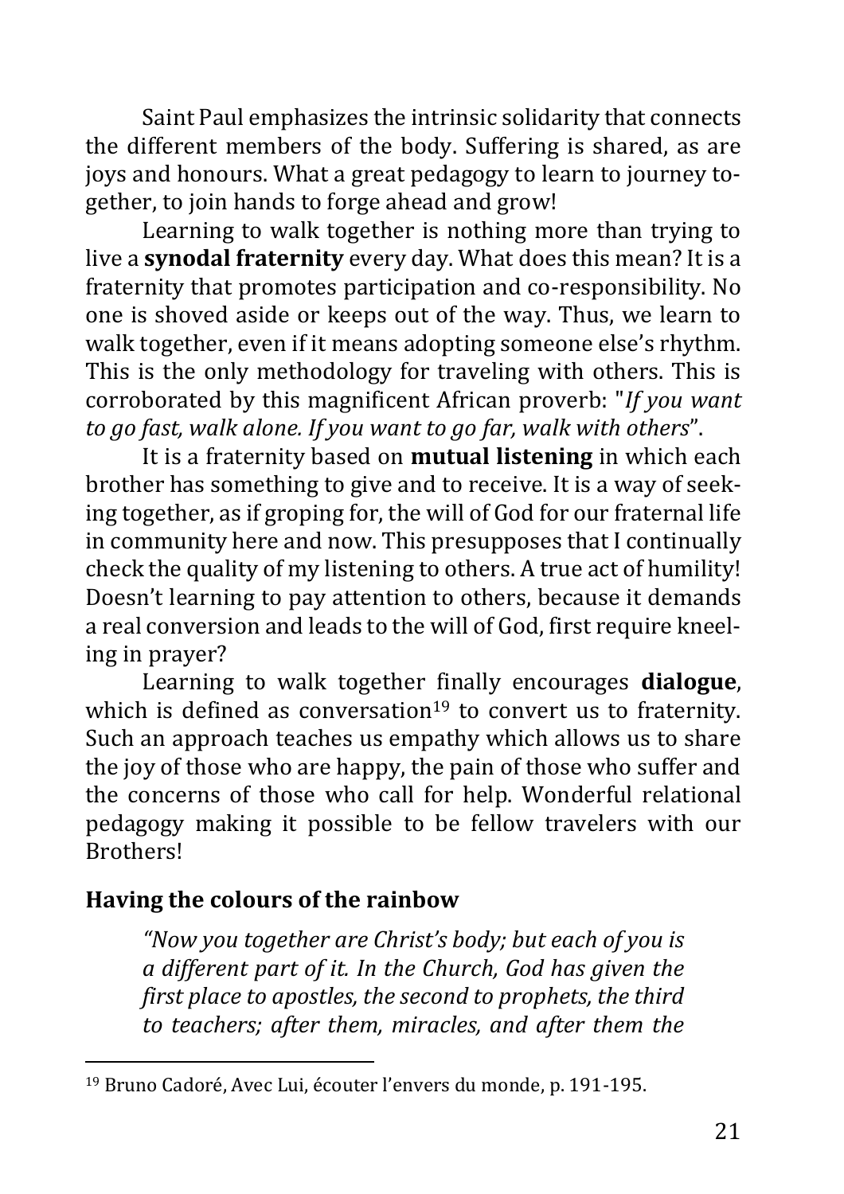Saint Paul emphasizes the intrinsic solidarity that connects the different members of the body. Suffering is shared, as are joys and honours. What a great pedagogy to learn to journey together, to join hands to forge ahead and grow!

Learning to walk together is nothing more than trying to live a **synodal fraternity** every day. What does this mean? It is a fraternity that promotes participation and co-responsibility. No one is shoved aside or keeps out of the way. Thus, we learn to walk together, even if it means adopting someone else's rhythm. This is the only methodology for traveling with others. This is corroborated by this magnificent African proverb: "*If you want to go fast, walk alone. If you want to go far, walk with others*".

It is a fraternity based on **mutual listening** in which each brother has something to give and to receive. It is a way of seeking together, as if groping for, the will of God for our fraternal life in community here and now. This presupposes that I continually check the quality of my listening to others. A true act of humility! Doesn't learning to pay attention to others, because it demands a real conversion and leads to the will of God, first require kneeling in prayer?

Learning to walk together finally encourages **dialogue**, which is defined as conversation[19] to convert us to fraternity. Such an approach teaches us empathy which allows us to share the joy of those who are happy, the pain of those who suffer and the concerns of those who call for help. Wonderful relational pedagogy making it possible to be fellow travelers with our Brothers!

### Having the colours of the rainbow

> *"Now you together are Christ's body; but each of you is a different part of it. In the Church, God has given the first place to apostles, the second to prophets, the third to teachers; after them, miracles, and after them the*

---

[19] Bruno Cadoré, Avec Lui, écouter l'envers du monde, p. 191-195.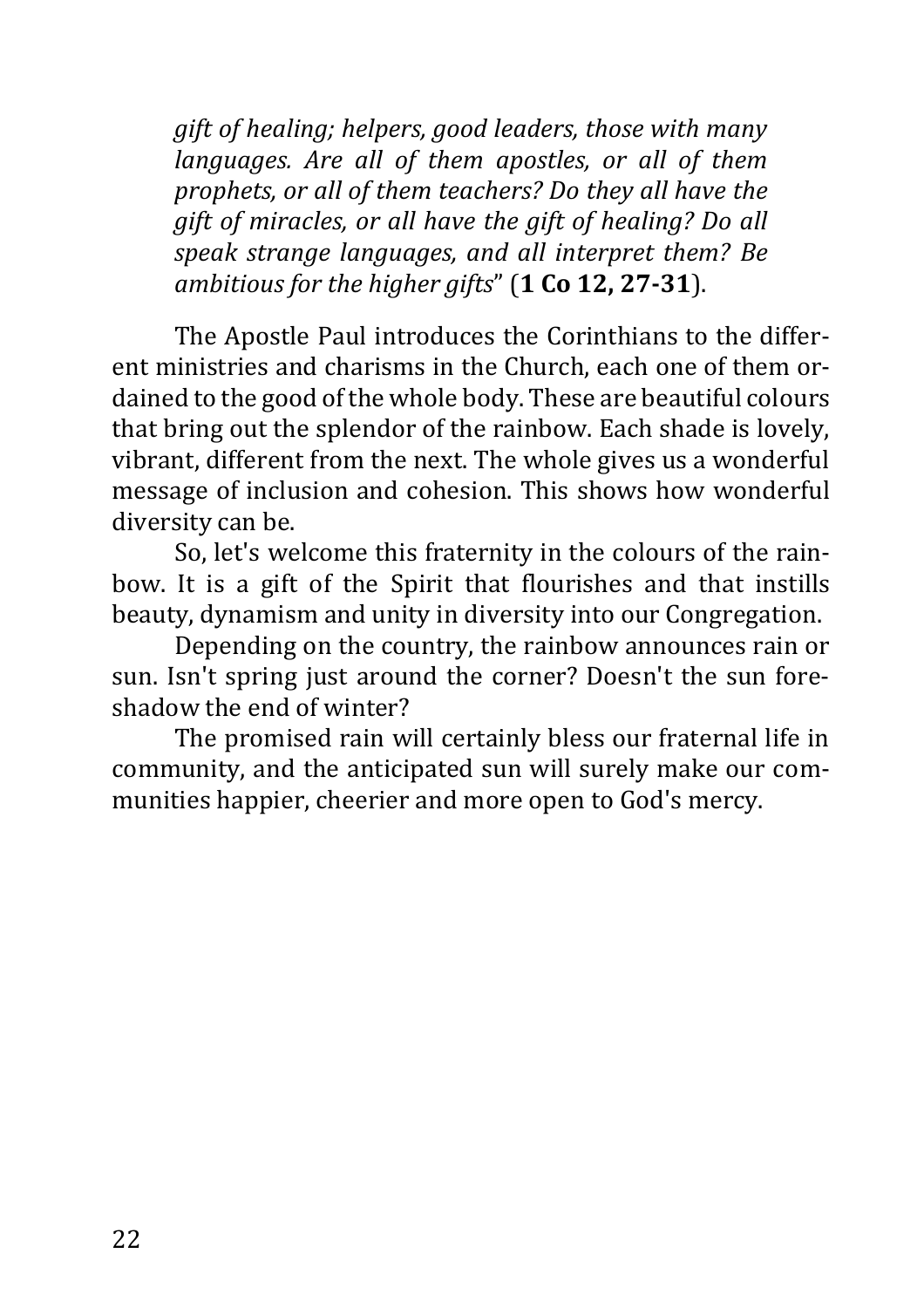*gift of healing; helpers, good leaders, those with many languages. Are all of them apostles, or all of them prophets, or all of them teachers? Do they all have the gift of miracles, or all have the gift of healing? Do all speak strange languages, and all interpret them? Be ambitious for the higher gifts*" (**1 Co 12, 27-31**).

The Apostle Paul introduces the Corinthians to the different ministries and charisms in the Church, each one of them ordained to the good of the whole body. These are beautiful colours that bring out the splendor of the rainbow. Each shade is lovely, vibrant, different from the next. The whole gives us a wonderful message of inclusion and cohesion. This shows how wonderful diversity can be.

So, let's welcome this fraternity in the colours of the rainbow. It is a gift of the Spirit that flourishes and that instills beauty, dynamism and unity in diversity into our Congregation.

Depending on the country, the rainbow announces rain or sun. Isn't spring just around the corner? Doesn't the sun foreshadow the end of winter?

The promised rain will certainly bless our fraternal life in community, and the anticipated sun will surely make our communities happier, cheerier and more open to God's mercy.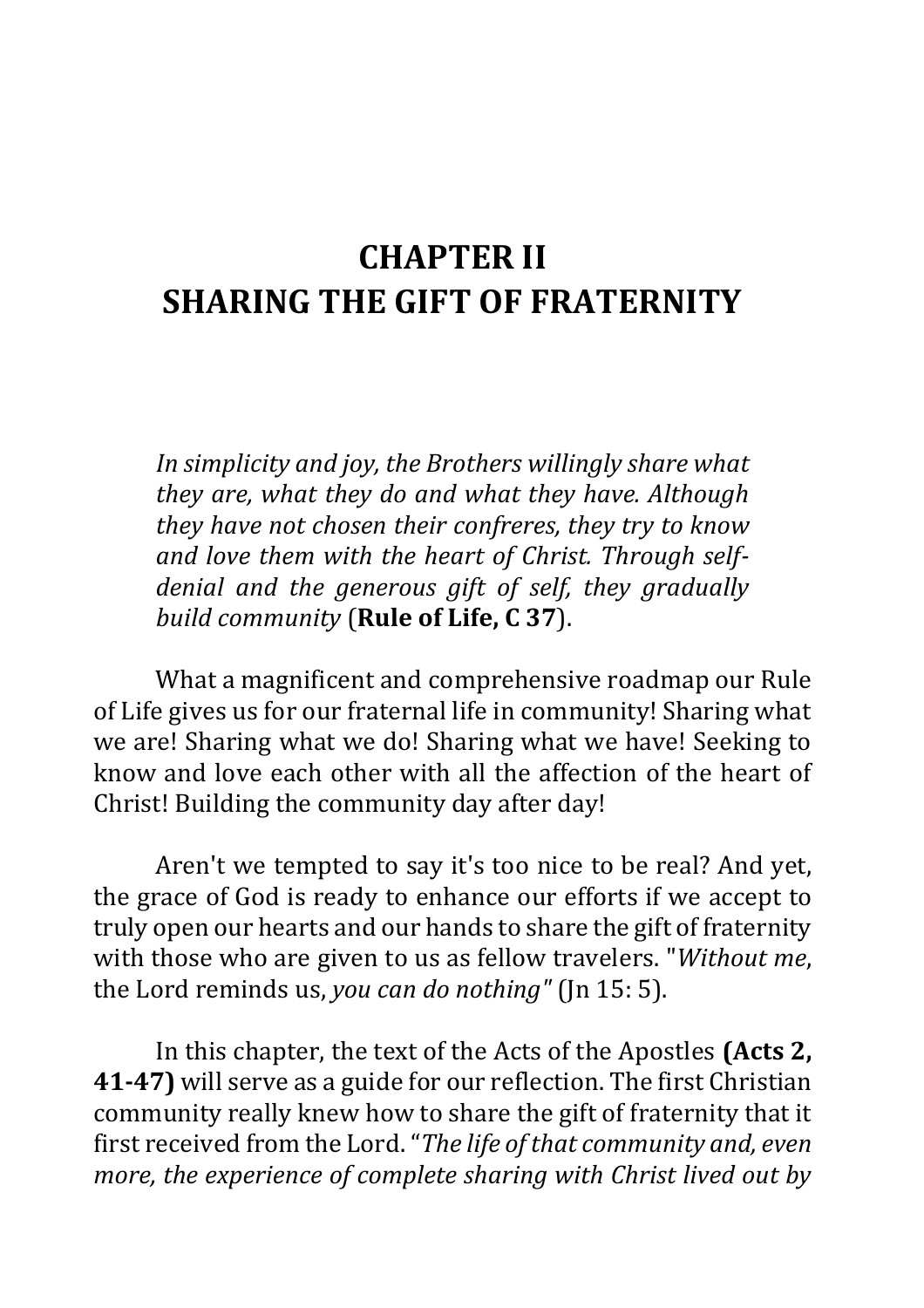# CHAPTER II
# SHARING THE GIFT OF FRATERNITY

> *In simplicity and joy, the Brothers willingly share what they are, what they do and what they have. Although they have not chosen their confreres, they try to know and love them with the heart of Christ. Through self-denial and the generous gift of self, they gradually build community* (**Rule of Life, C 37**).

What a magnificent and comprehensive roadmap our Rule of Life gives us for our fraternal life in community! Sharing what we are! Sharing what we do! Sharing what we have! Seeking to know and love each other with all the affection of the heart of Christ! Building the community day after day!

Aren't we tempted to say it's too nice to be real? And yet, the grace of God is ready to enhance our efforts if we accept to truly open our hearts and our hands to share the gift of fraternity with those who are given to us as fellow travelers. "*Without me*, the Lord reminds us, *you can do nothing*" (Jn 15: 5).

In this chapter, the text of the Acts of the Apostles **(Acts 2, 41-47)** will serve as a guide for our reflection. The first Christian community really knew how to share the gift of fraternity that it first received from the Lord. "*The life of that community and, even more, the experience of complete sharing with Christ lived out by*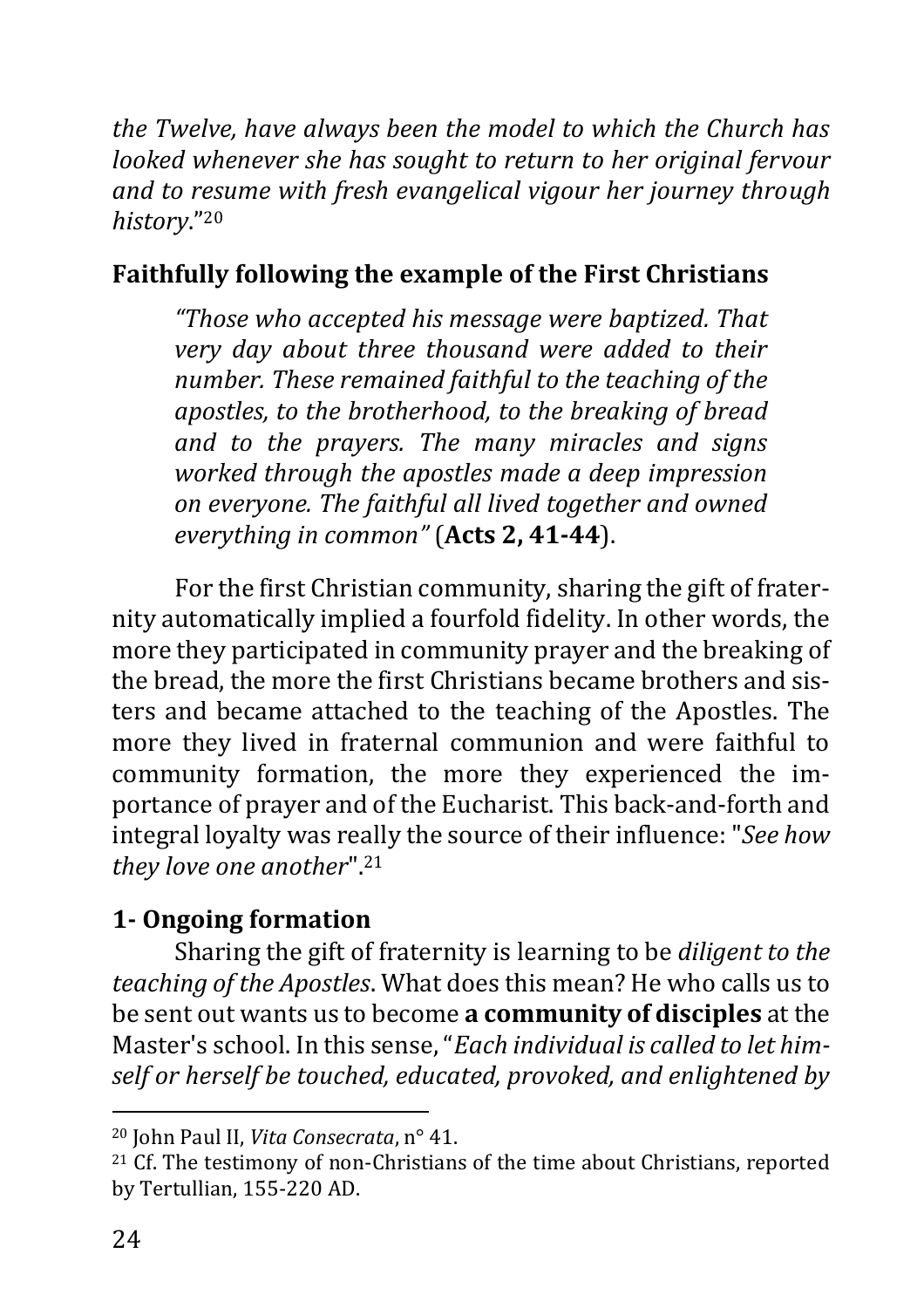*the Twelve, have always been the model to which the Church has looked whenever she has sought to return to her original fervour and to resume with fresh evangelical vigour her journey through history*."[20]

## Faithfully following the example of the First Christians

> *"Those who accepted his message were baptized. That very day about three thousand were added to their number. These remained faithful to the teaching of the apostles, to the brotherhood, to the breaking of bread and to the prayers. The many miracles and signs worked through the apostles made a deep impression on everyone. The faithful all lived together and owned everything in common"* (**Acts 2, 41-44**).

For the first Christian community, sharing the gift of fraternity automatically implied a fourfold fidelity. In other words, the more they participated in community prayer and the breaking of the bread, the more the first Christians became brothers and sisters and became attached to the teaching of the Apostles. The more they lived in fraternal communion and were faithful to community formation, the more they experienced the importance of prayer and of the Eucharist. This back-and-forth and integral loyalty was really the source of their influence: "*See how they love one another*".[21]

### 1- Ongoing formation

Sharing the gift of fraternity is learning to be *diligent to the teaching of the Apostles*. What does this mean? He who calls us to be sent out wants us to become **a community of disciples** at the Master's school. In this sense, "*Each individual is called to let himself or herself be touched, educated, provoked, and enlightened by*

---

[20] John Paul II, *Vita Consecrata*, n° 41.

[21] Cf. The testimony of non-Christians of the time about Christians, reported by Tertullian, 155-220 AD.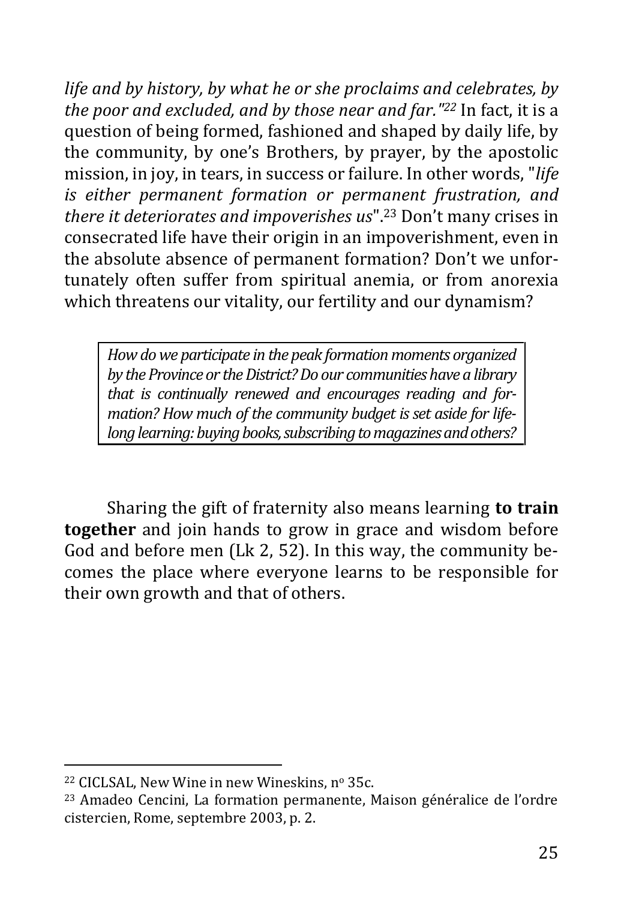*life and by history, by what he or she proclaims and celebrates, by the poor and excluded, and by those near and far."*[22] In fact, it is a question of being formed, fashioned and shaped by daily life, by the community, by one's Brothers, by prayer, by the apostolic mission, in joy, in tears, in success or failure. In other words, "*life is either permanent formation or permanent frustration, and there it deteriorates and impoverishes us*".[23] Don't many crises in consecrated life have their origin in an impoverishment, even in the absolute absence of permanent formation? Don't we unfortunately often suffer from spiritual anemia, or from anorexia which threatens our vitality, our fertility and our dynamism?

> *How do we participate in the peak formation moments organized by the Province or the District? Do our communities have a library that is continually renewed and encourages reading and formation? How much of the community budget is set aside for lifelong learning: buying books, subscribing to magazines and others?*

Sharing the gift of fraternity also means learning **to train together** and join hands to grow in grace and wisdom before God and before men (Lk 2, 52). In this way, the community becomes the place where everyone learns to be responsible for their own growth and that of others.

---

[22] CICLSAL, New Wine in new Wineskins, nº 35c.

[23] Amadeo Cencini, La formation permanente, Maison généralice de l'ordre cistercien, Rome, septembre 2003, p. 2.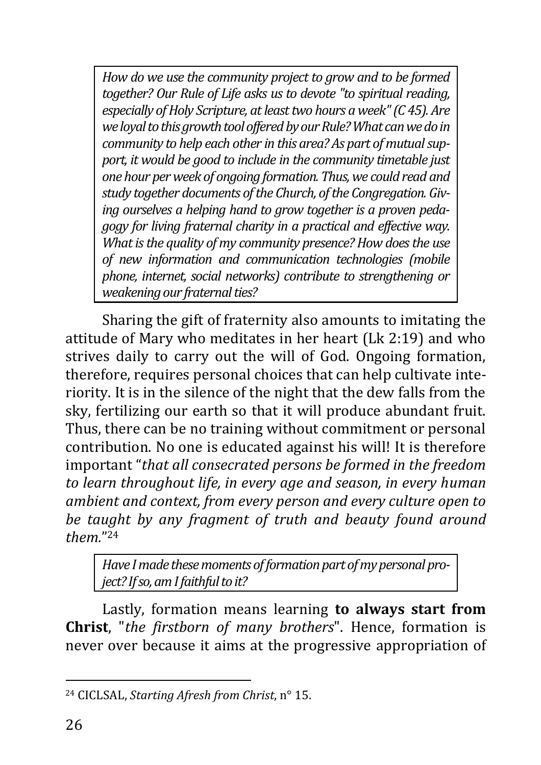*How do we use the community project to grow and to be formed together? Our Rule of Life asks us to devote "to spiritual reading, especially of Holy Scripture, at least two hours a week" (C 45). Are we loyal to this growth tool offered by our Rule? What can we do in community to help each other in this area? As part of mutual support, it would be good to include in the community timetable just one hour per week of ongoing formation. Thus, we could read and study together documents of the Church, of the Congregation. Giving ourselves a helping hand to grow together is a proven pedagogy for living fraternal charity in a practical and effective way. What is the quality of my community presence? How does the use of new information and communication technologies (mobile phone, internet, social networks) contribute to strengthening or weakening our fraternal ties?*

Sharing the gift of fraternity also amounts to imitating the attitude of Mary who meditates in her heart (Lk 2:19) and who strives daily to carry out the will of God. Ongoing formation, therefore, requires personal choices that can help cultivate interiority. It is in the silence of the night that the dew falls from the sky, fertilizing our earth so that it will produce abundant fruit. Thus, there can be no training without commitment or personal contribution. No one is educated against his will! It is therefore important "*that all consecrated persons be formed in the freedom to learn throughout life, in every age and season, in every human ambient and context, from every person and every culture open to be taught by any fragment of truth and beauty found around them.*"[24]

*Have I made these moments of formation part of my personal project? If so, am I faithful to it?*

Lastly, formation means learning **to always start from Christ**, "*the firstborn of many brothers*". Hence, formation is never over because it aims at the progressive appropriation of

---

[24] CICLSAL, *Starting Afresh from Christ*, n° 15.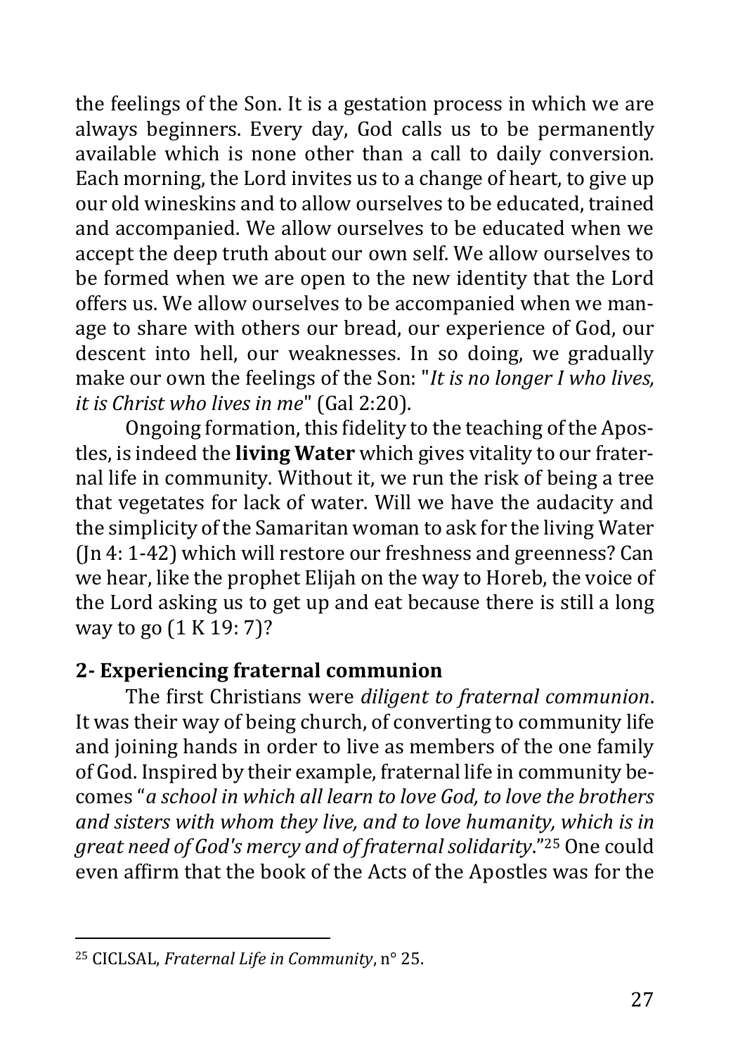the feelings of the Son. It is a gestation process in which we are always beginners. Every day, God calls us to be permanently available which is none other than a call to daily conversion. Each morning, the Lord invites us to a change of heart, to give up our old wineskins and to allow ourselves to be educated, trained and accompanied. We allow ourselves to be educated when we accept the deep truth about our own self. We allow ourselves to be formed when we are open to the new identity that the Lord offers us. We allow ourselves to be accompanied when we manage to share with others our bread, our experience of God, our descent into hell, our weaknesses. In so doing, we gradually make our own the feelings of the Son: "*It is no longer I who lives, it is Christ who lives in me*" (Gal 2:20).

Ongoing formation, this fidelity to the teaching of the Apostles, is indeed the **living Water** which gives vitality to our fraternal life in community. Without it, we run the risk of being a tree that vegetates for lack of water. Will we have the audacity and the simplicity of the Samaritan woman to ask for the living Water (Jn 4: 1-42) which will restore our freshness and greenness? Can we hear, like the prophet Elijah on the way to Horeb, the voice of the Lord asking us to get up and eat because there is still a long way to go (1 K 19: 7)?

## 2- Experiencing fraternal communion

The first Christians were *diligent to fraternal communion*. It was their way of being church, of converting to community life and joining hands in order to live as members of the one family of God. Inspired by their example, fraternal life in community becomes "*a school in which all learn to love God, to love the brothers and sisters with whom they live, and to love humanity, which is in great need of God's mercy and of fraternal solidarity*."[25] One could even affirm that the book of the Acts of the Apostles was for the

---

[25] CICLSAL, *Fraternal Life in Community*, n° 25.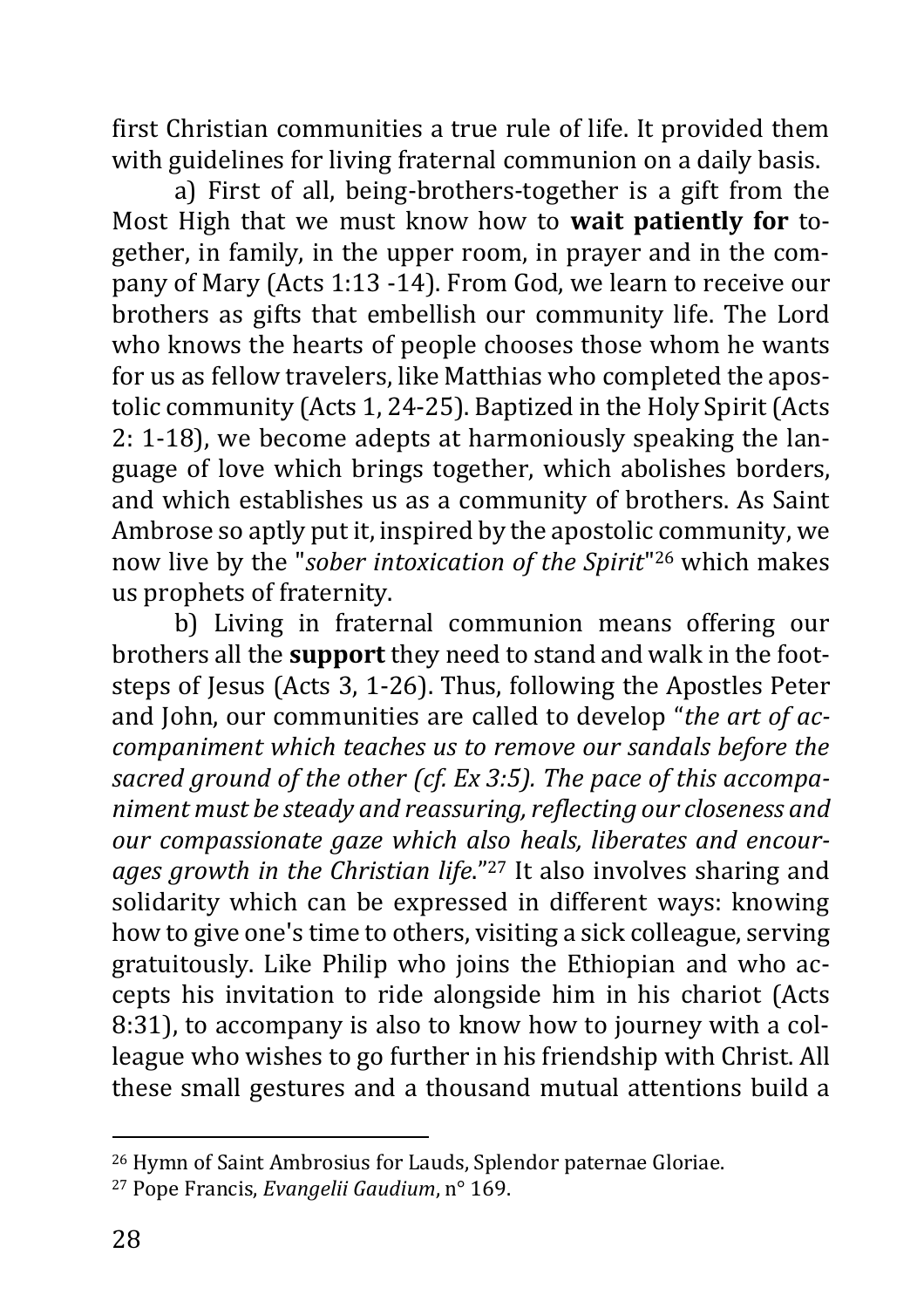first Christian communities a true rule of life. It provided them with guidelines for living fraternal communion on a daily basis.

a) First of all, being-brothers-together is a gift from the Most High that we must know how to **wait patiently for** together, in family, in the upper room, in prayer and in the company of Mary (Acts 1:13 -14). From God, we learn to receive our brothers as gifts that embellish our community life. The Lord who knows the hearts of people chooses those whom he wants for us as fellow travelers, like Matthias who completed the apostolic community (Acts 1, 24-25). Baptized in the Holy Spirit (Acts 2: 1-18), we become adepts at harmoniously speaking the language of love which brings together, which abolishes borders, and which establishes us as a community of brothers. As Saint Ambrose so aptly put it, inspired by the apostolic community, we now live by the "*sober intoxication of the Spirit*"[26] which makes us prophets of fraternity.

b) Living in fraternal communion means offering our brothers all the **support** they need to stand and walk in the footsteps of Jesus (Acts 3, 1-26). Thus, following the Apostles Peter and John, our communities are called to develop "*the art of accompaniment which teaches us to remove our sandals before the sacred ground of the other (cf. Ex 3:5). The pace of this accompaniment must be steady and reassuring, reflecting our closeness and our compassionate gaze which also heals, liberates and encourages growth in the Christian life.*"[27] It also involves sharing and solidarity which can be expressed in different ways: knowing how to give one's time to others, visiting a sick colleague, serving gratuitously. Like Philip who joins the Ethiopian and who accepts his invitation to ride alongside him in his chariot (Acts 8:31), to accompany is also to know how to journey with a colleague who wishes to go further in his friendship with Christ. All these small gestures and a thousand mutual attentions build a

---

[26] Hymn of Saint Ambrosius for Lauds, Splendor paternae Gloriae.

[27] Pope Francis, *Evangelii Gaudium*, n° 169.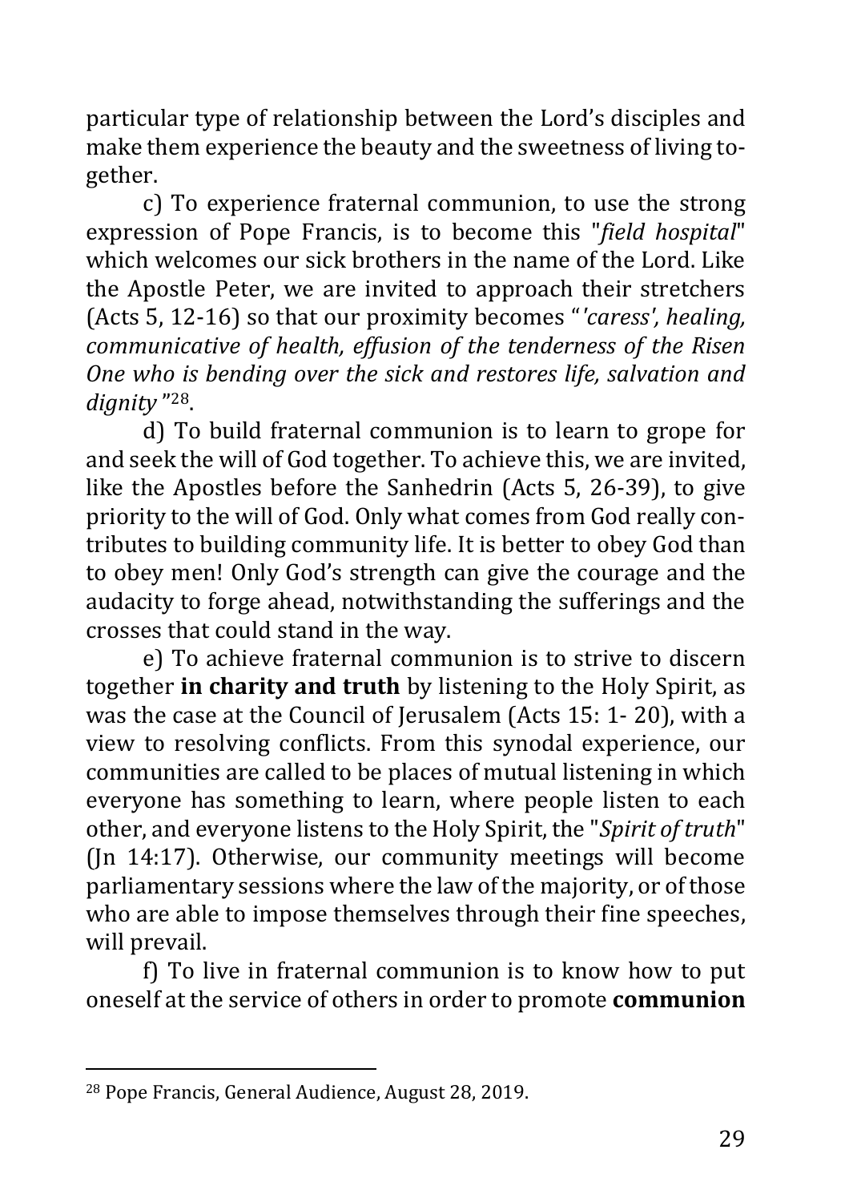particular type of relationship between the Lord's disciples and make them experience the beauty and the sweetness of living together.

c) To experience fraternal communion, to use the strong expression of Pope Francis, is to become this "*field hospital*" which welcomes our sick brothers in the name of the Lord. Like the Apostle Peter, we are invited to approach their stretchers (Acts 5, 12-16) so that our proximity becomes "*'caress', healing, communicative of health, effusion of the tenderness of the Risen One who is bending over the sick and restores life, salvation and dignity* "[28].

d) To build fraternal communion is to learn to grope for and seek the will of God together. To achieve this, we are invited, like the Apostles before the Sanhedrin (Acts 5, 26-39), to give priority to the will of God. Only what comes from God really contributes to building community life. It is better to obey God than to obey men! Only God's strength can give the courage and the audacity to forge ahead, notwithstanding the sufferings and the crosses that could stand in the way.

e) To achieve fraternal communion is to strive to discern together **in charity and truth** by listening to the Holy Spirit, as was the case at the Council of Jerusalem (Acts 15: 1- 20), with a view to resolving conflicts. From this synodal experience, our communities are called to be places of mutual listening in which everyone has something to learn, where people listen to each other, and everyone listens to the Holy Spirit, the "*Spirit of truth*" (Jn 14:17). Otherwise, our community meetings will become parliamentary sessions where the law of the majority, or of those who are able to impose themselves through their fine speeches, will prevail.

f) To live in fraternal communion is to know how to put oneself at the service of others in order to promote **communion**

---

[28] Pope Francis, General Audience, August 28, 2019.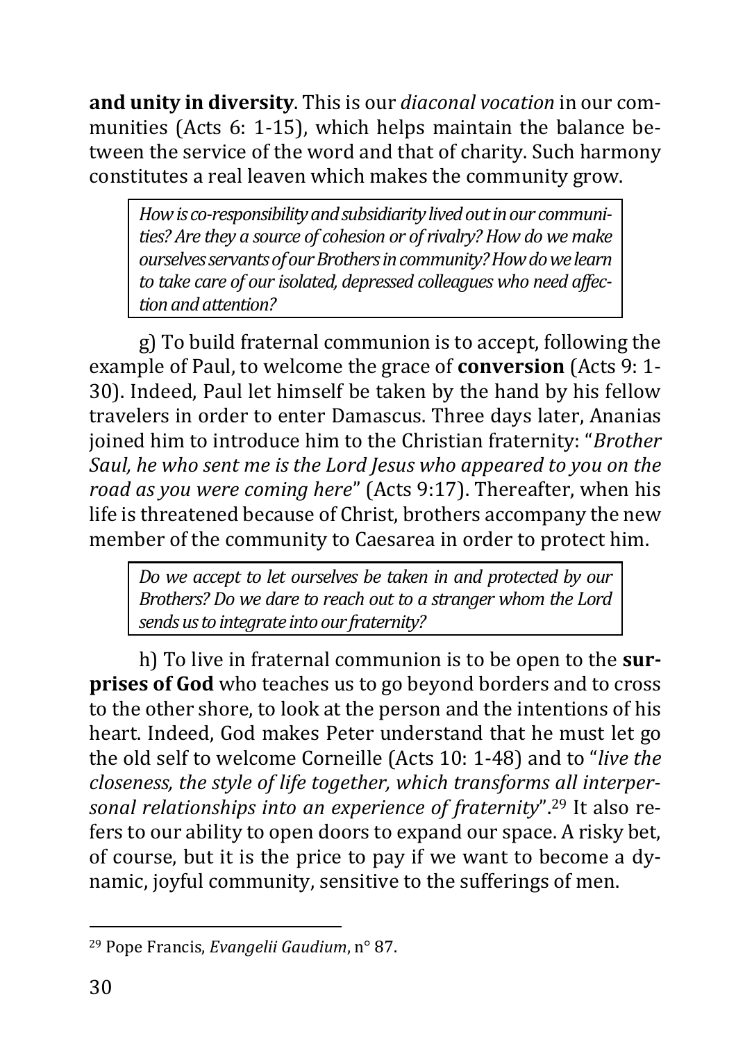**and unity in diversity**. This is our *diaconal vocation* in our communities (Acts 6: 1-15), which helps maintain the balance between the service of the word and that of charity. Such harmony constitutes a real leaven which makes the community grow.

> *How is co-responsibility and subsidiarity lived out in our communities? Are they a source of cohesion or of rivalry? How do we make ourselves servants of our Brothers in community? How do we learn to take care of our isolated, depressed colleagues who need affection and attention?*

g) To build fraternal communion is to accept, following the example of Paul, to welcome the grace of **conversion** (Acts 9: 1-30). Indeed, Paul let himself be taken by the hand by his fellow travelers in order to enter Damascus. Three days later, Ananias joined him to introduce him to the Christian fraternity: "*Brother Saul, he who sent me is the Lord Jesus who appeared to you on the road as you were coming here*" (Acts 9:17). Thereafter, when his life is threatened because of Christ, brothers accompany the new member of the community to Caesarea in order to protect him.

> *Do we accept to let ourselves be taken in and protected by our Brothers? Do we dare to reach out to a stranger whom the Lord sends us to integrate into our fraternity?*

h) To live in fraternal communion is to be open to the **surprises of God** who teaches us to go beyond borders and to cross to the other shore, to look at the person and the intentions of his heart. Indeed, God makes Peter understand that he must let go the old self to welcome Corneille (Acts 10: 1-48) and to "*live the closeness, the style of life together, which transforms all interpersonal relationships into an experience of fraternity*".[29] It also refers to our ability to open doors to expand our space. A risky bet, of course, but it is the price to pay if we want to become a dynamic, joyful community, sensitive to the sufferings of men.

---

[29] Pope Francis, *Evangelii Gaudium*, n° 87.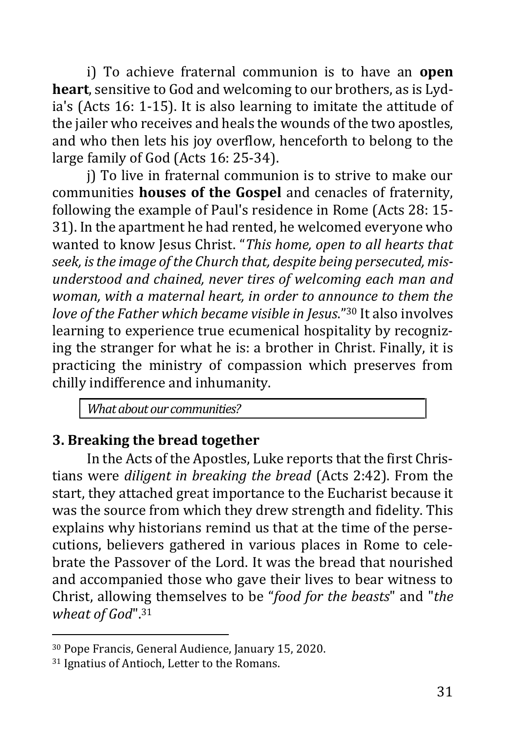i) To achieve fraternal communion is to have an **open heart**, sensitive to God and welcoming to our brothers, as is Lydia's (Acts 16: 1-15). It is also learning to imitate the attitude of the jailer who receives and heals the wounds of the two apostles, and who then lets his joy overflow, henceforth to belong to the large family of God (Acts 16: 25-34).

j) To live in fraternal communion is to strive to make our communities **houses of the Gospel** and cenacles of fraternity, following the example of Paul's residence in Rome (Acts 28: 15-31). In the apartment he had rented, he welcomed everyone who wanted to know Jesus Christ. "*This home, open to all hearts that seek, is the image of the Church that, despite being persecuted, misunderstood and chained, never tires of welcoming each man and woman, with a maternal heart, in order to announce to them the love of the Father which became visible in Jesus*."[30] It also involves learning to experience true ecumenical hospitality by recognizing the stranger for what he is: a brother in Christ. Finally, it is practicing the ministry of compassion which preserves from chilly indifference and inhumanity.

*What about our communities?*

### 3. Breaking the bread together

In the Acts of the Apostles, Luke reports that the first Christians were *diligent in breaking the bread* (Acts 2:42). From the start, they attached great importance to the Eucharist because it was the source from which they drew strength and fidelity. This explains why historians remind us that at the time of the persecutions, believers gathered in various places in Rome to celebrate the Passover of the Lord. It was the bread that nourished and accompanied those who gave their lives to bear witness to Christ, allowing themselves to be "*food for the beasts*" and "*the wheat of God*".[31]

---

[30] Pope Francis, General Audience, January 15, 2020.

[31] Ignatius of Antioch, Letter to the Romans.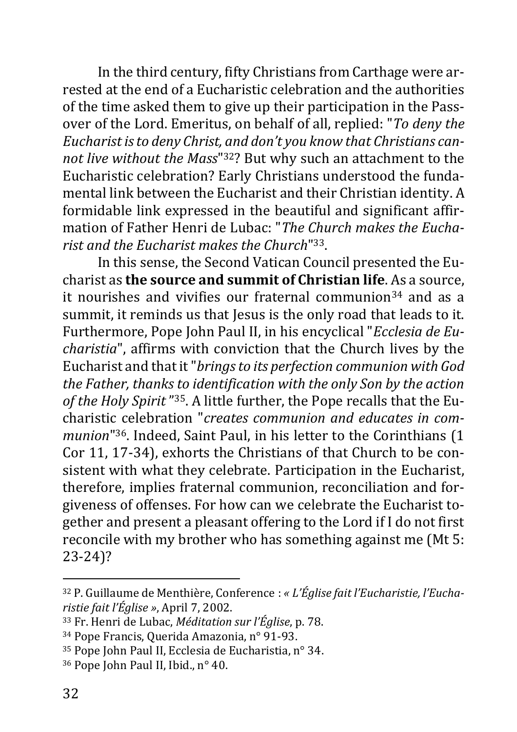In the third century, fifty Christians from Carthage were arrested at the end of a Eucharistic celebration and the authorities of the time asked them to give up their participation in the Passover of the Lord. Emeritus, on behalf of all, replied: "*To deny the Eucharist is to deny Christ, and don't you know that Christians cannot live without the Mass*"[32]? But why such an attachment to the Eucharistic celebration? Early Christians understood the fundamental link between the Eucharist and their Christian identity. A formidable link expressed in the beautiful and significant affirmation of Father Henri de Lubac: "*The Church makes the Eucharist and the Eucharist makes the Church*"[33].

In this sense, the Second Vatican Council presented the Eucharist as **the source and summit of Christian life**. As a source, it nourishes and vivifies our fraternal communion[34] and as a summit, it reminds us that Jesus is the only road that leads to it. Furthermore, Pope John Paul II, in his encyclical "*Ecclesia de Eucharistia*", affirms with conviction that the Church lives by the Eucharist and that it "*brings to its perfection communion with God the Father, thanks to identification with the only Son by the action of the Holy Spirit* "[35]. A little further, the Pope recalls that the Eucharistic celebration "*creates communion and educates in communion*"[36]. Indeed, Saint Paul, in his letter to the Corinthians (1 Cor 11, 17-34), exhorts the Christians of that Church to be consistent with what they celebrate. Participation in the Eucharist, therefore, implies fraternal communion, reconciliation and forgiveness of offenses. For how can we celebrate the Eucharist together and present a pleasant offering to the Lord if I do not first reconcile with my brother who has something against me (Mt 5: 23-24)?

---

[32] P. Guillaume de Menthière, Conference : *« L'Église fait l'Eucharistie, l'Eucharistie fait l'Église »*, April 7, 2002.

[33] Fr. Henri de Lubac, *Méditation sur l'Église*, p. 78.

[34] Pope Francis, Querida Amazonia, n° 91-93.

[35] Pope John Paul II, Ecclesia de Eucharistia, n° 34.

[36] Pope John Paul II, Ibid., n° 40.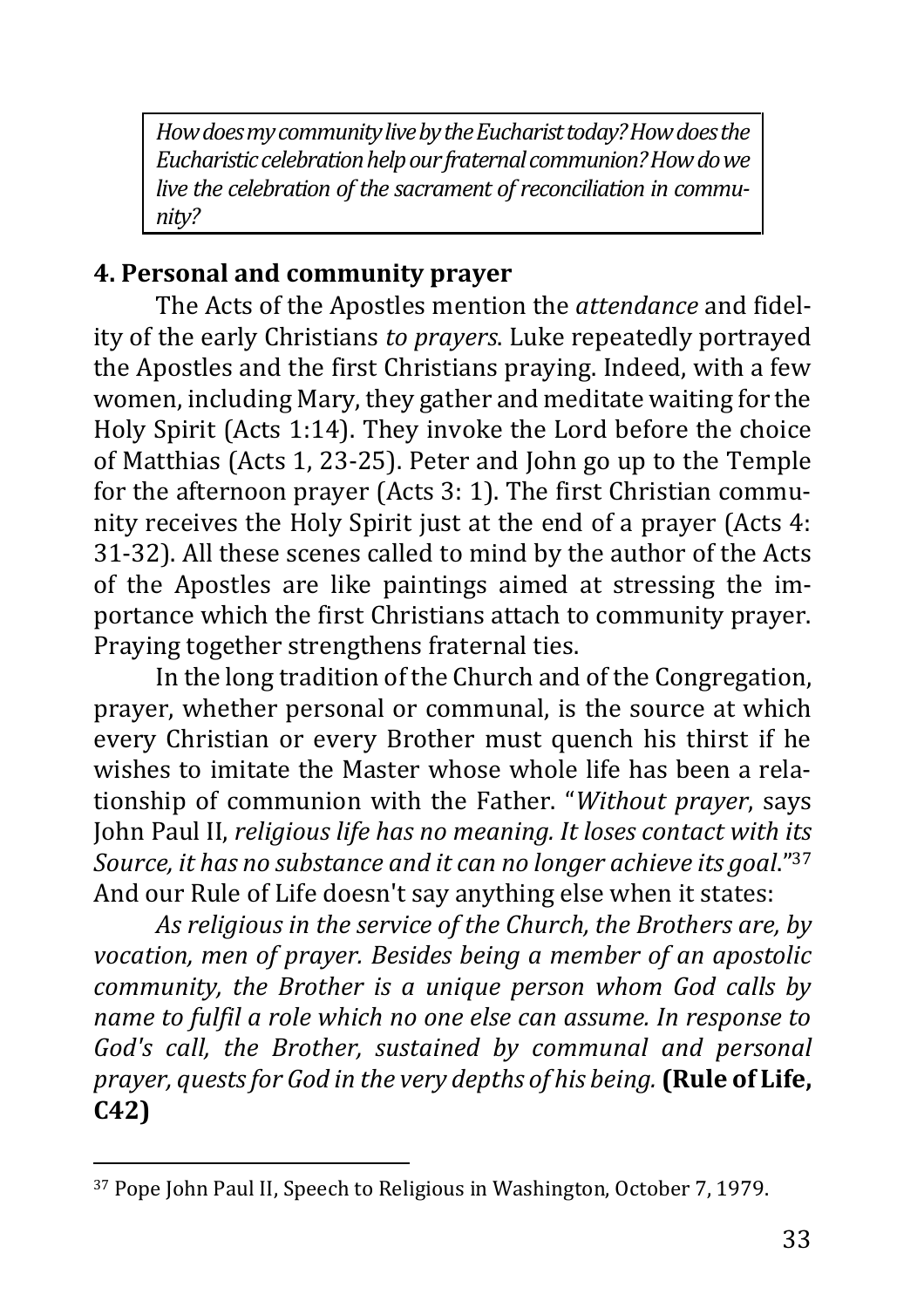*How does my community live by the Eucharist today? How does the Eucharistic celebration help our fraternal communion? How do we live the celebration of the sacrament of reconciliation in community?*

## 4. Personal and community prayer

The Acts of the Apostles mention the *attendance* and fidelity of the early Christians *to prayers*. Luke repeatedly portrayed the Apostles and the first Christians praying. Indeed, with a few women, including Mary, they gather and meditate waiting for the Holy Spirit (Acts 1:14). They invoke the Lord before the choice of Matthias (Acts 1, 23-25). Peter and John go up to the Temple for the afternoon prayer (Acts 3: 1). The first Christian community receives the Holy Spirit just at the end of a prayer (Acts 4: 31-32). All these scenes called to mind by the author of the Acts of the Apostles are like paintings aimed at stressing the importance which the first Christians attach to community prayer. Praying together strengthens fraternal ties.

In the long tradition of the Church and of the Congregation, prayer, whether personal or communal, is the source at which every Christian or every Brother must quench his thirst if he wishes to imitate the Master whose whole life has been a relationship of communion with the Father. "*Without prayer*, says John Paul II, *religious life has no meaning. It loses contact with its Source, it has no substance and it can no longer achieve its goal*."[37] And our Rule of Life doesn't say anything else when it states:

*As religious in the service of the Church, the Brothers are, by vocation, men of prayer. Besides being a member of an apostolic community, the Brother is a unique person whom God calls by name to fulfil a role which no one else can assume. In response to God's call, the Brother, sustained by communal and personal prayer, quests for God in the very depths of his being.* **(Rule of Life, C42)**

---

[37] Pope John Paul II, Speech to Religious in Washington, October 7, 1979.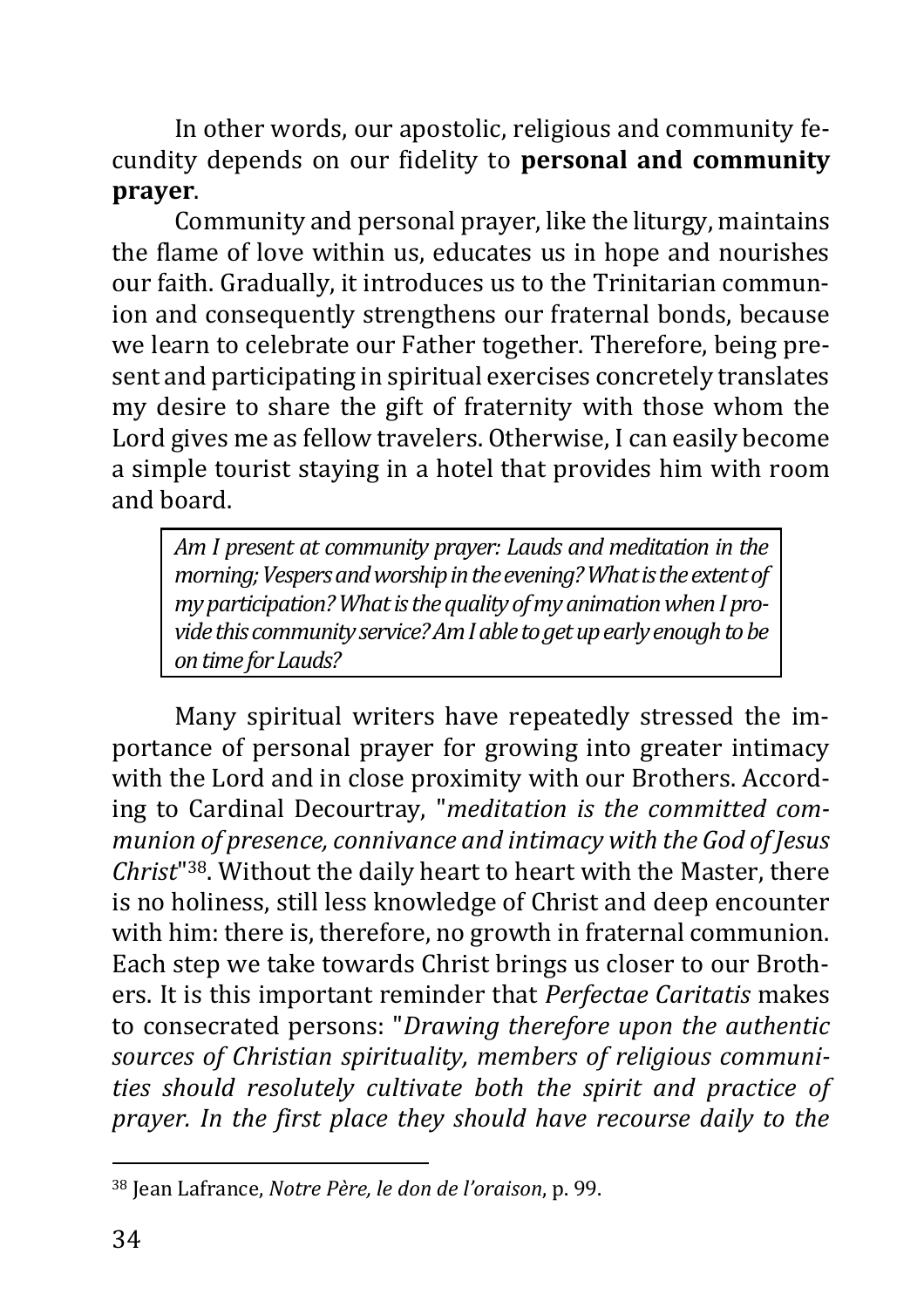In other words, our apostolic, religious and community fecundity depends on our fidelity to **personal and community prayer**.

Community and personal prayer, like the liturgy, maintains the flame of love within us, educates us in hope and nourishes our faith. Gradually, it introduces us to the Trinitarian communion and consequently strengthens our fraternal bonds, because we learn to celebrate our Father together. Therefore, being present and participating in spiritual exercises concretely translates my desire to share the gift of fraternity with those whom the Lord gives me as fellow travelers. Otherwise, I can easily become a simple tourist staying in a hotel that provides him with room and board.

> *Am I present at community prayer: Lauds and meditation in the morning; Vespers and worship in the evening? What is the extent of my participation? What is the quality of my animation when I provide this community service? Am I able to get up early enough to be on time for Lauds?*

Many spiritual writers have repeatedly stressed the importance of personal prayer for growing into greater intimacy with the Lord and in close proximity with our Brothers. According to Cardinal Decourtray, "*meditation is the committed communion of presence, connivance and intimacy with the God of Jesus Christ*"[38]. Without the daily heart to heart with the Master, there is no holiness, still less knowledge of Christ and deep encounter with him: there is, therefore, no growth in fraternal communion. Each step we take towards Christ brings us closer to our Brothers. It is this important reminder that *Perfectae Caritatis* makes to consecrated persons: "*Drawing therefore upon the authentic sources of Christian spirituality, members of religious communities should resolutely cultivate both the spirit and practice of prayer. In the first place they should have recourse daily to the*

---

[38] Jean Lafrance, *Notre Père, le don de l'oraison*, p. 99.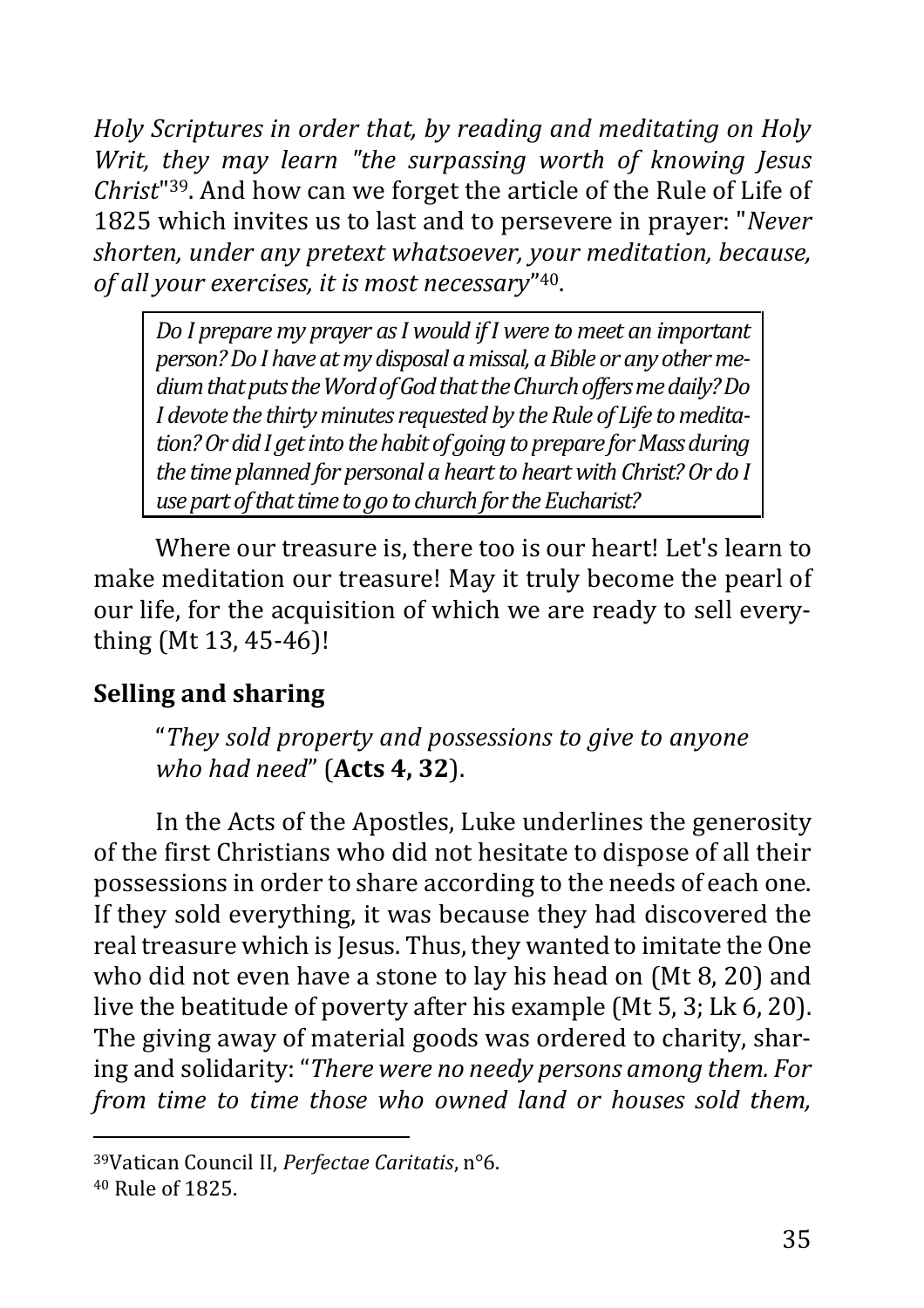*Holy Scriptures in order that, by reading and meditating on Holy Writ, they may learn "the surpassing worth of knowing Jesus Christ*"[39]. And how can we forget the article of the Rule of Life of 1825 which invites us to last and to persevere in prayer: "*Never shorten, under any pretext whatsoever, your meditation, because, of all your exercises, it is most necessary*"[40].

> *Do I prepare my prayer as I would if I were to meet an important person? Do I have at my disposal a missal, a Bible or any other medium that puts the Word of God that the Church offers me daily? Do I devote the thirty minutes requested by the Rule of Life to meditation? Or did I get into the habit of going to prepare for Mass during the time planned for personal a heart to heart with Christ? Or do I use part of that time to go to church for the Eucharist?*

Where our treasure is, there too is our heart! Let's learn to make meditation our treasure! May it truly become the pearl of our life, for the acquisition of which we are ready to sell everything (Mt 13, 45-46)!

## Selling and sharing

"*They sold property and possessions to give to anyone who had need*" (**Acts 4, 32**).

In the Acts of the Apostles, Luke underlines the generosity of the first Christians who did not hesitate to dispose of all their possessions in order to share according to the needs of each one. If they sold everything, it was because they had discovered the real treasure which is Jesus. Thus, they wanted to imitate the One who did not even have a stone to lay his head on (Mt 8, 20) and live the beatitude of poverty after his example (Mt 5, 3; Lk 6, 20). The giving away of material goods was ordered to charity, sharing and solidarity: "*There were no needy persons among them. For from time to time those who owned land or houses sold them,*

---

[39] Vatican Council II, *Perfectae Caritatis*, n°6.

[40] Rule of 1825.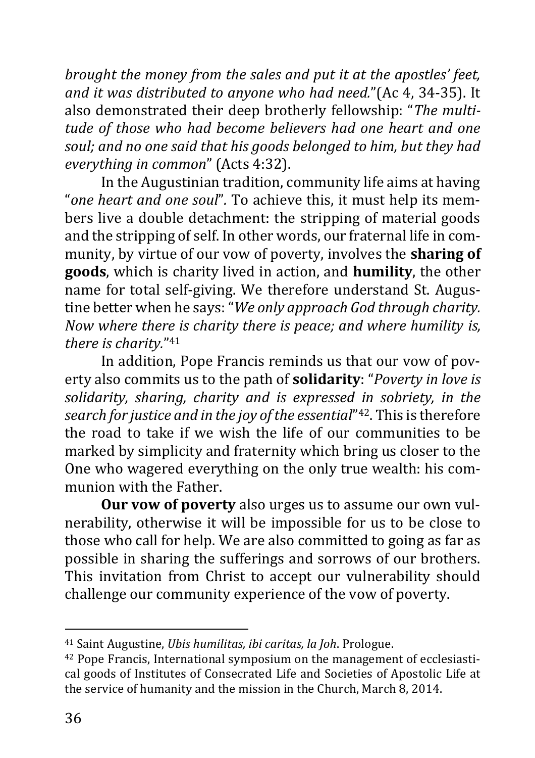*brought the money from the sales and put it at the apostles' feet, and it was distributed to anyone who had need.*"(Ac 4, 34-35). It also demonstrated their deep brotherly fellowship: "*The multitude of those who had become believers had one heart and one soul; and no one said that his goods belonged to him, but they had everything in common*" (Acts 4:32).

In the Augustinian tradition, community life aims at having "*one heart and one soul*". To achieve this, it must help its members live a double detachment: the stripping of material goods and the stripping of self. In other words, our fraternal life in community, by virtue of our vow of poverty, involves the **sharing of goods**, which is charity lived in action, and **humility**, the other name for total self-giving. We therefore understand St. Augustine better when he says: "*We only approach God through charity. Now where there is charity there is peace; and where humility is, there is charity.*"[41]

In addition, Pope Francis reminds us that our vow of poverty also commits us to the path of **solidarity**: "*Poverty in love is solidarity, sharing, charity and is expressed in sobriety, in the search for justice and in the joy of the essential*"[42]. This is therefore the road to take if we wish the life of our communities to be marked by simplicity and fraternity which bring us closer to the One who wagered everything on the only true wealth: his communion with the Father.

**Our vow of poverty** also urges us to assume our own vulnerability, otherwise it will be impossible for us to be close to those who call for help. We are also committed to going as far as possible in sharing the sufferings and sorrows of our brothers. This invitation from Christ to accept our vulnerability should challenge our community experience of the vow of poverty.

---

[41] Saint Augustine, *Ubis humilitas, ibi caritas, la Joh*. Prologue.

[42] Pope Francis, International symposium on the management of ecclesiastical goods of Institutes of Consecrated Life and Societies of Apostolic Life at the service of humanity and the mission in the Church, March 8, 2014.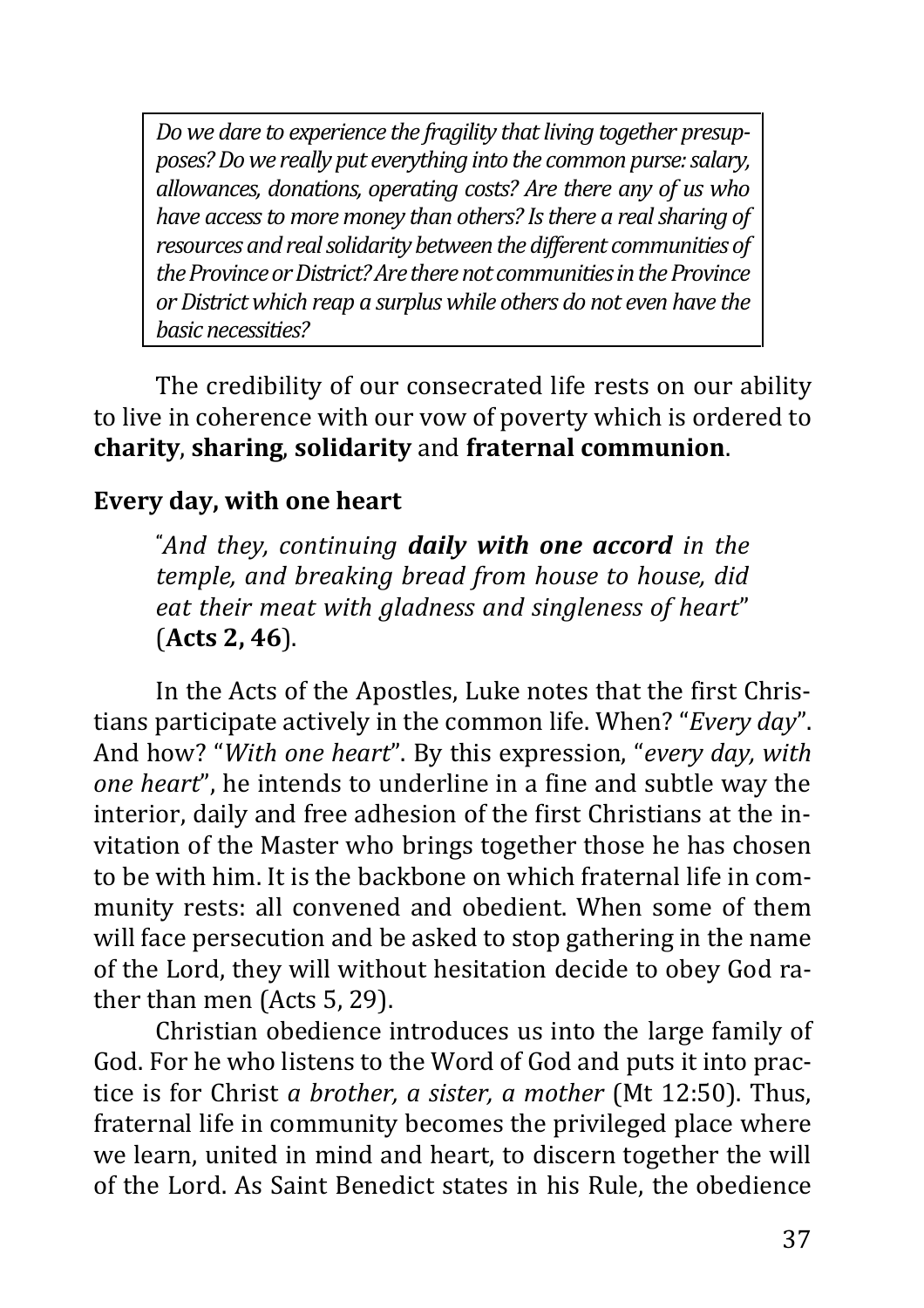*Do we dare to experience the fragility that living together presupposes? Do we really put everything into the common purse: salary, allowances, donations, operating costs? Are there any of us who have access to more money than others? Is there a real sharing of resources and real solidarity between the different communities of the Province or District? Are there not communities in the Province or District which reap a surplus while others do not even have the basic necessities?*

The credibility of our consecrated life rests on our ability to live in coherence with our vow of poverty which is ordered to **charity**, **sharing**, **solidarity** and **fraternal communion**.

### Every day, with one heart

> "*And they, continuing* ***daily with one accord*** *in the temple, and breaking bread from house to house, did eat their meat with gladness and singleness of heart*" (**Acts 2, 46**).

In the Acts of the Apostles, Luke notes that the first Christians participate actively in the common life. When? "*Every day*". And how? "*With one heart*". By this expression, "*every day, with one heart*", he intends to underline in a fine and subtle way the interior, daily and free adhesion of the first Christians at the invitation of the Master who brings together those he has chosen to be with him. It is the backbone on which fraternal life in community rests: all convened and obedient. When some of them will face persecution and be asked to stop gathering in the name of the Lord, they will without hesitation decide to obey God rather than men (Acts 5, 29).

Christian obedience introduces us into the large family of God. For he who listens to the Word of God and puts it into practice is for Christ *a brother, a sister, a mother* (Mt 12:50). Thus, fraternal life in community becomes the privileged place where we learn, united in mind and heart, to discern together the will of the Lord. As Saint Benedict states in his Rule, the obedience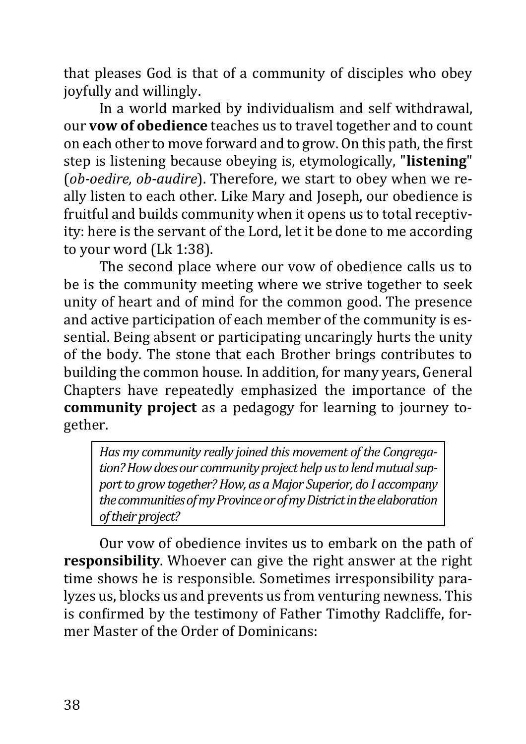that pleases God is that of a community of disciples who obey joyfully and willingly.

In a world marked by individualism and self withdrawal, our **vow of obedience** teaches us to travel together and to count on each other to move forward and to grow. On this path, the first step is listening because obeying is, etymologically, "**listening**" (*ob-oedire, ob-audire*). Therefore, we start to obey when we really listen to each other. Like Mary and Joseph, our obedience is fruitful and builds community when it opens us to total receptivity: here is the servant of the Lord, let it be done to me according to your word (Lk 1:38).

The second place where our vow of obedience calls us to be is the community meeting where we strive together to seek unity of heart and of mind for the common good. The presence and active participation of each member of the community is essential. Being absent or participating uncaringly hurts the unity of the body. The stone that each Brother brings contributes to building the common house. In addition, for many years, General Chapters have repeatedly emphasized the importance of the **community project** as a pedagogy for learning to journey together.

> *Has my community really joined this movement of the Congregation? How does our community project help us to lend mutual support to grow together? How, as a Major Superior, do I accompany the communities of my Province or of my District in the elaboration of their project?*

Our vow of obedience invites us to embark on the path of **responsibility**. Whoever can give the right answer at the right time shows he is responsible. Sometimes irresponsibility paralyzes us, blocks us and prevents us from venturing newness. This is confirmed by the testimony of Father Timothy Radcliffe, former Master of the Order of Dominicans: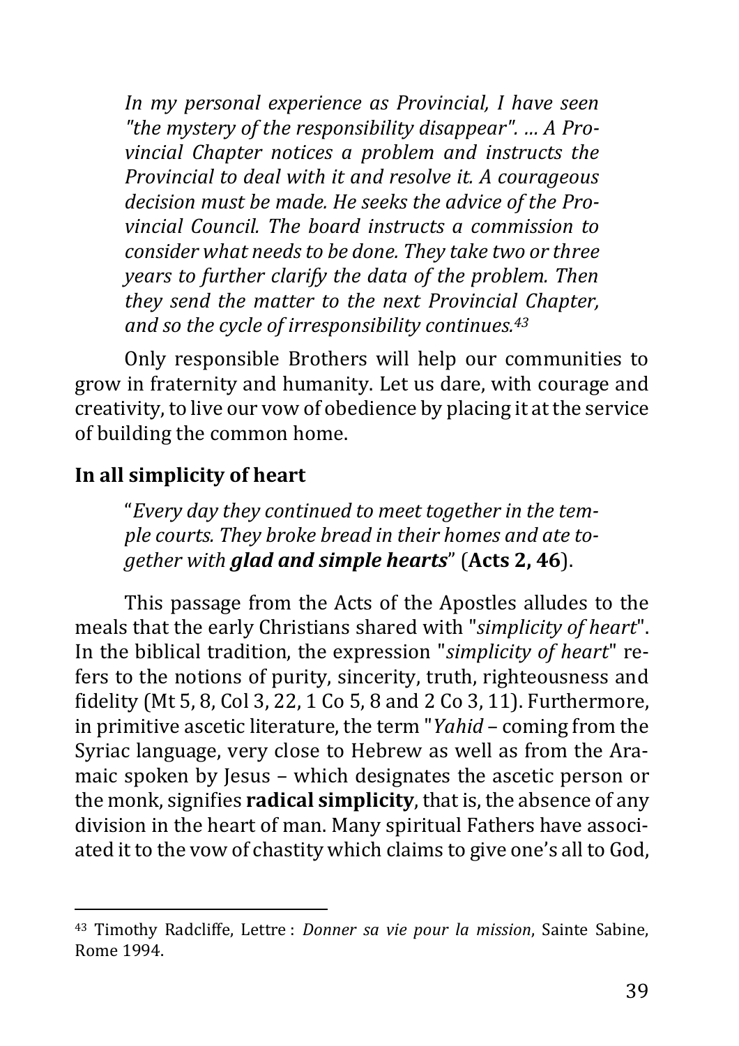> *In my personal experience as Provincial, I have seen "the mystery of the responsibility disappear". ... A Provincial Chapter notices a problem and instructs the Provincial to deal with it and resolve it. A courageous decision must be made. He seeks the advice of the Provincial Council. The board instructs a commission to consider what needs to be done. They take two or three years to further clarify the data of the problem. Then they send the matter to the next Provincial Chapter, and so the cycle of irresponsibility continues.*[43]

Only responsible Brothers will help our communities to grow in fraternity and humanity. Let us dare, with courage and creativity, to live our vow of obedience by placing it at the service of building the common home.

## In all simplicity of heart

> "*Every day they continued to meet together in the temple courts. They broke bread in their homes and ate together with **glad and simple hearts***" (**Acts 2, 46**).

This passage from the Acts of the Apostles alludes to the meals that the early Christians shared with "*simplicity of heart*". In the biblical tradition, the expression "*simplicity of heart*" refers to the notions of purity, sincerity, truth, righteousness and fidelity (Mt 5, 8, Col 3, 22, 1 Co 5, 8 and 2 Co 3, 11). Furthermore, in primitive ascetic literature, the term "*Yahid* – coming from the Syriac language, very close to Hebrew as well as from the Aramaic spoken by Jesus – which designates the ascetic person or the monk, signifies **radical simplicity**, that is, the absence of any division in the heart of man. Many spiritual Fathers have associated it to the vow of chastity which claims to give one's all to God,

---

[43] Timothy Radcliffe, Lettre : *Donner sa vie pour la mission*, Sainte Sabine, Rome 1994.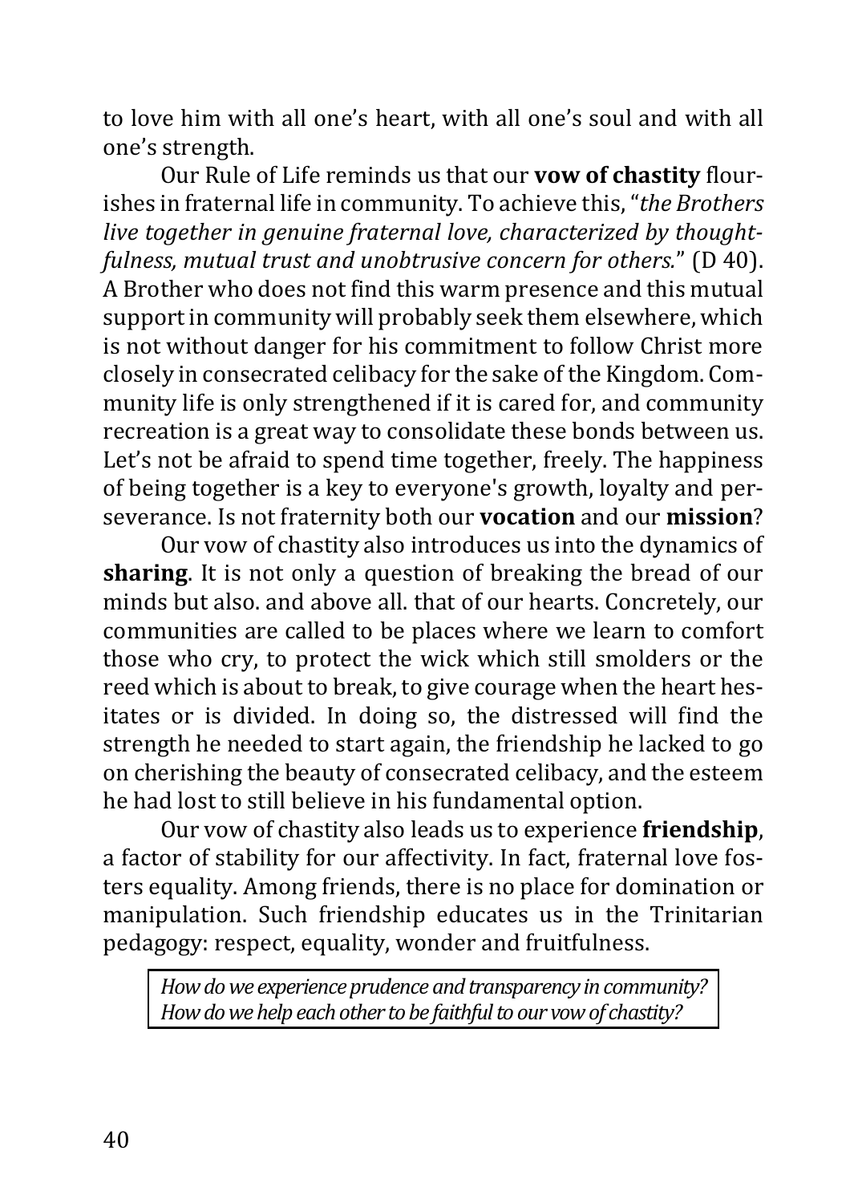to love him with all one's heart, with all one's soul and with all one's strength.

Our Rule of Life reminds us that our **vow of chastity** flourishes in fraternal life in community. To achieve this, "*the Brothers live together in genuine fraternal love, characterized by thoughtfulness, mutual trust and unobtrusive concern for others.*" (D 40). A Brother who does not find this warm presence and this mutual support in community will probably seek them elsewhere, which is not without danger for his commitment to follow Christ more closely in consecrated celibacy for the sake of the Kingdom. Community life is only strengthened if it is cared for, and community recreation is a great way to consolidate these bonds between us. Let's not be afraid to spend time together, freely. The happiness of being together is a key to everyone's growth, loyalty and perseverance. Is not fraternity both our **vocation** and our **mission**?

Our vow of chastity also introduces us into the dynamics of **sharing**. It is not only a question of breaking the bread of our minds but also. and above all. that of our hearts. Concretely, our communities are called to be places where we learn to comfort those who cry, to protect the wick which still smolders or the reed which is about to break, to give courage when the heart hesitates or is divided. In doing so, the distressed will find the strength he needed to start again, the friendship he lacked to go on cherishing the beauty of consecrated celibacy, and the esteem he had lost to still believe in his fundamental option.

Our vow of chastity also leads us to experience **friendship**, a factor of stability for our affectivity. In fact, fraternal love fosters equality. Among friends, there is no place for domination or manipulation. Such friendship educates us in the Trinitarian pedagogy: respect, equality, wonder and fruitfulness.

> *How do we experience prudence and transparency in community?*
> *How do we help each other to be faithful to our vow of chastity?*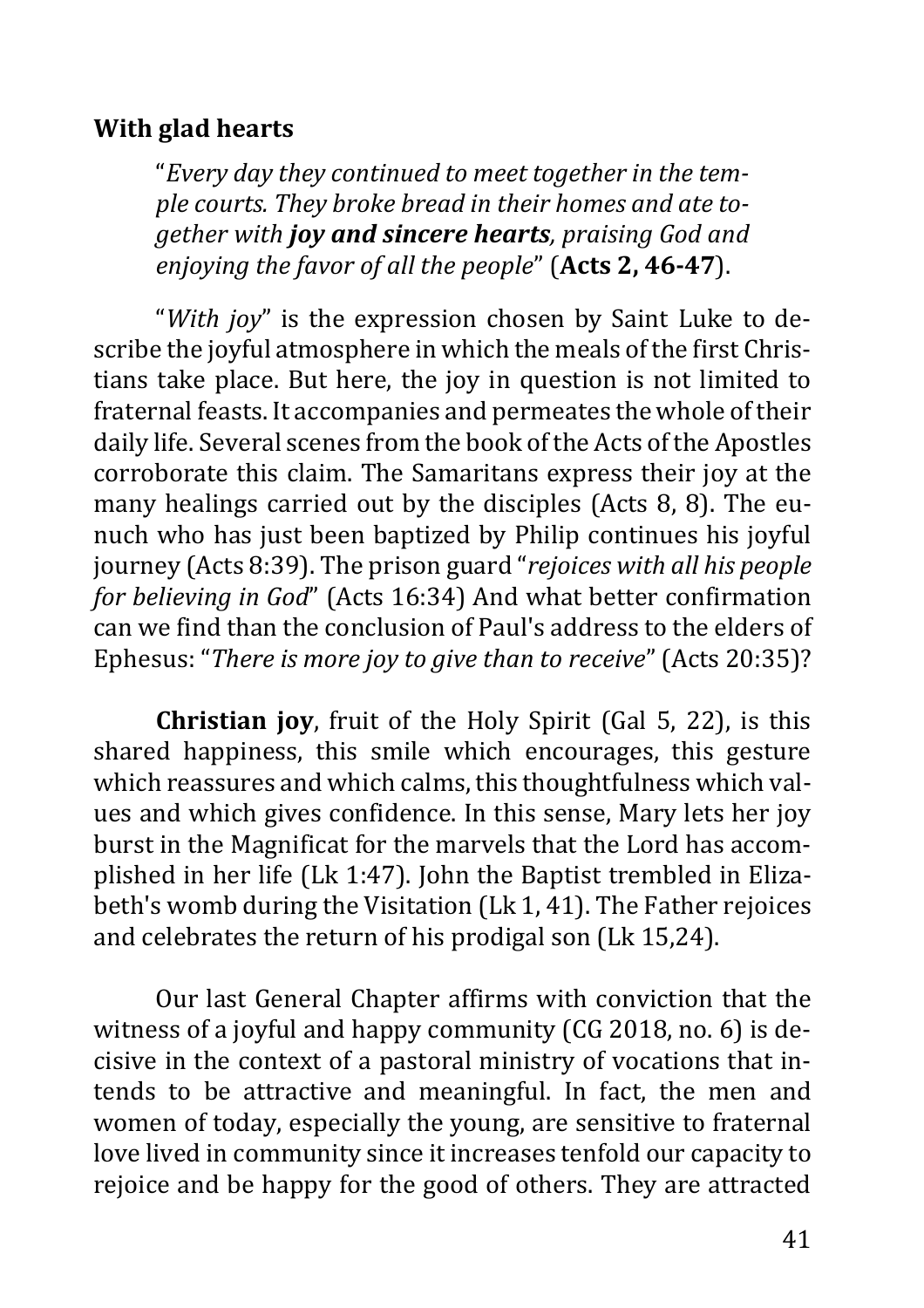**With glad hearts**

> "*Every day they continued to meet together in the temple courts. They broke bread in their homes and ate together with **joy and sincere hearts**, praising God and enjoying the favor of all the people*" (**Acts 2, 46-47**).

"*With joy*" is the expression chosen by Saint Luke to describe the joyful atmosphere in which the meals of the first Christians take place. But here, the joy in question is not limited to fraternal feasts. It accompanies and permeates the whole of their daily life. Several scenes from the book of the Acts of the Apostles corroborate this claim. The Samaritans express their joy at the many healings carried out by the disciples (Acts 8, 8). The eunuch who has just been baptized by Philip continues his joyful journey (Acts 8:39). The prison guard "*rejoices with all his people for believing in God*" (Acts 16:34) And what better confirmation can we find than the conclusion of Paul's address to the elders of Ephesus: "*There is more joy to give than to receive*" (Acts 20:35)?

**Christian joy**, fruit of the Holy Spirit (Gal 5, 22), is this shared happiness, this smile which encourages, this gesture which reassures and which calms, this thoughtfulness which values and which gives confidence. In this sense, Mary lets her joy burst in the Magnificat for the marvels that the Lord has accomplished in her life (Lk 1:47). John the Baptist trembled in Elizabeth's womb during the Visitation (Lk 1, 41). The Father rejoices and celebrates the return of his prodigal son (Lk 15,24).

Our last General Chapter affirms with conviction that the witness of a joyful and happy community (CG 2018, no. 6) is decisive in the context of a pastoral ministry of vocations that intends to be attractive and meaningful. In fact, the men and women of today, especially the young, are sensitive to fraternal love lived in community since it increases tenfold our capacity to rejoice and be happy for the good of others. They are attracted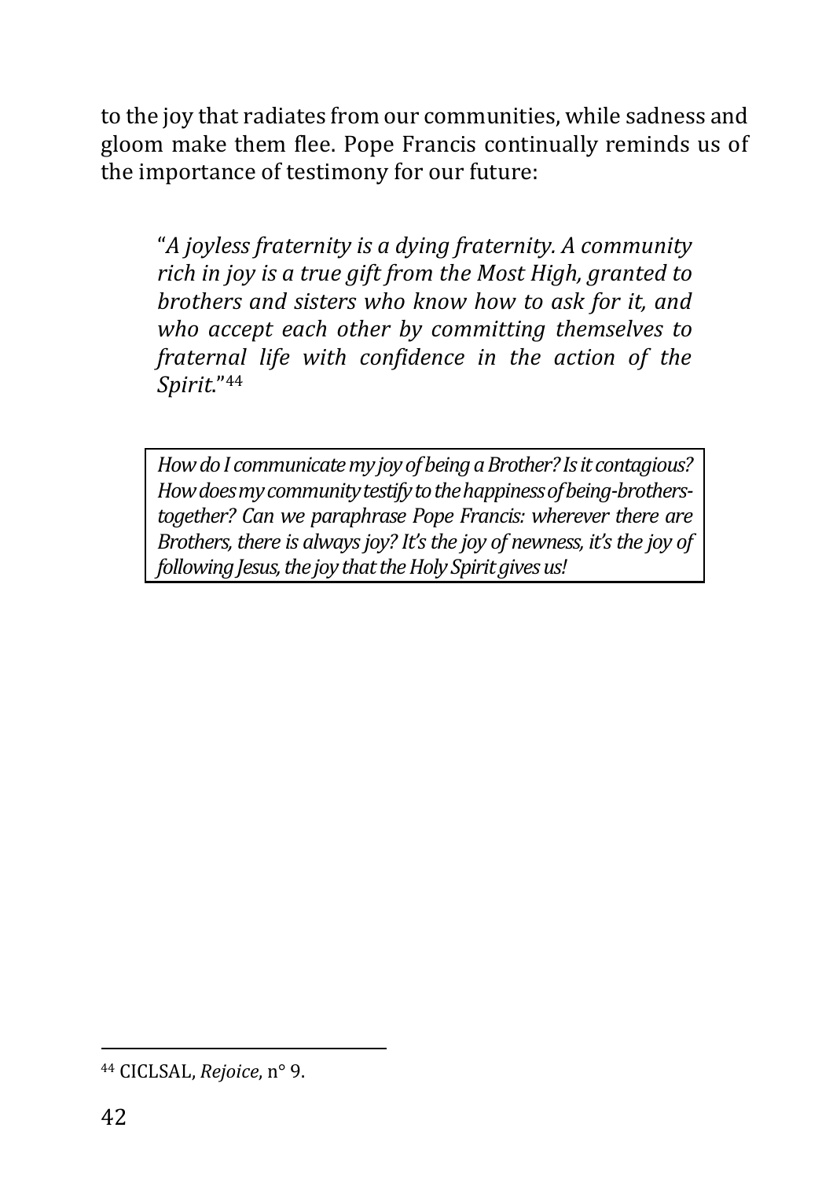to the joy that radiates from our communities, while sadness and gloom make them flee. Pope Francis continually reminds us of the importance of testimony for our future:

> "*A joyless fraternity is a dying fraternity. A community rich in joy is a true gift from the Most High, granted to brothers and sisters who know how to ask for it, and who accept each other by committing themselves to fraternal life with confidence in the action of the Spirit*."[44]

> *How do I communicate my joy of being a Brother? Is it contagious? How does my community testify to the happiness of being-brothers-together? Can we paraphrase Pope Francis: wherever there are Brothers, there is always joy? It's the joy of newness, it's the joy of following Jesus, the joy that the Holy Spirit gives us!*

---

[44] CICLSAL, *Rejoice*, n° 9.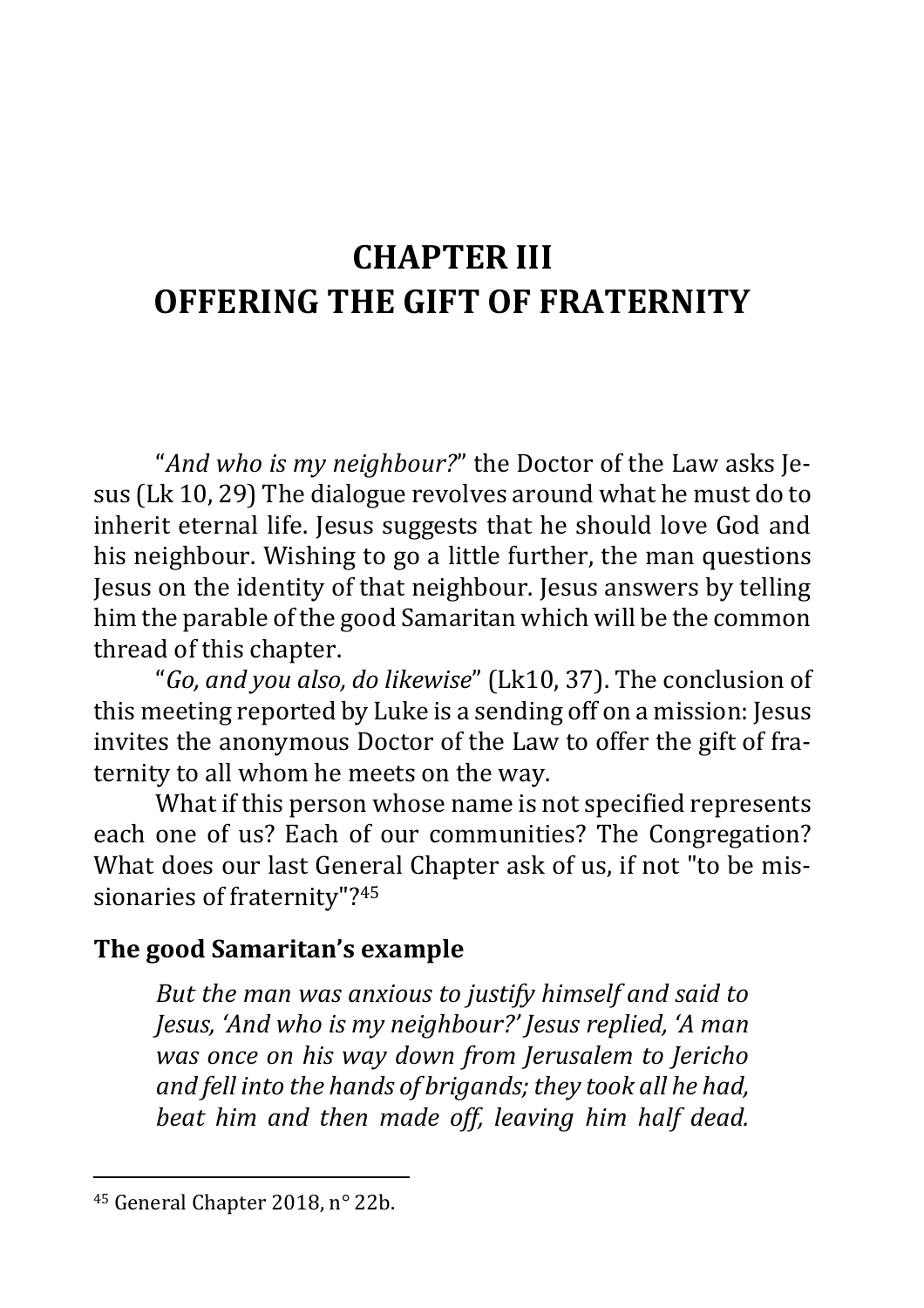# CHAPTER III
# OFFERING THE GIFT OF FRATERNITY

"*And who is my neighbour?*" the Doctor of the Law asks Jesus (Lk 10, 29) The dialogue revolves around what he must do to inherit eternal life. Jesus suggests that he should love God and his neighbour. Wishing to go a little further, the man questions Jesus on the identity of that neighbour. Jesus answers by telling him the parable of the good Samaritan which will be the common thread of this chapter.

"*Go, and you also, do likewise*" (Lk10, 37). The conclusion of this meeting reported by Luke is a sending off on a mission: Jesus invites the anonymous Doctor of the Law to offer the gift of fraternity to all whom he meets on the way.

What if this person whose name is not specified represents each one of us? Each of our communities? The Congregation? What does our last General Chapter ask of us, if not "to be missionaries of fraternity"?[45]

## The good Samaritan's example

> *But the man was anxious to justify himself and said to Jesus, 'And who is my neighbour?' Jesus replied, 'A man was once on his way down from Jerusalem to Jericho and fell into the hands of brigands; they took all he had, beat him and then made off, leaving him half dead.*

[45] General Chapter 2018, n° 22b.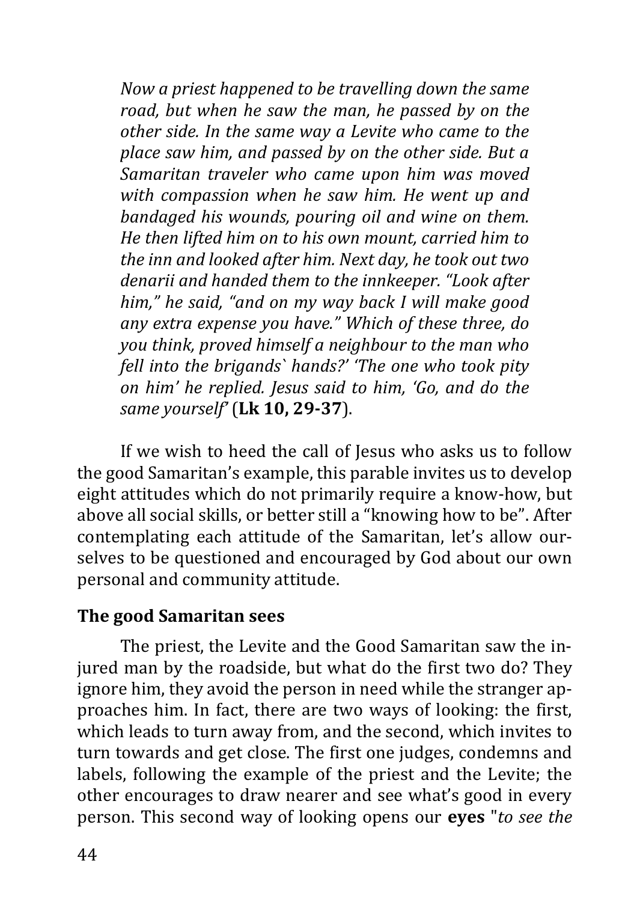*Now a priest happened to be travelling down the same road, but when he saw the man, he passed by on the other side. In the same way a Levite who came to the place saw him, and passed by on the other side. But a Samaritan traveler who came upon him was moved with compassion when he saw him. He went up and bandaged his wounds, pouring oil and wine on them. He then lifted him on to his own mount, carried him to the inn and looked after him. Next day, he took out two denarii and handed them to the innkeeper. "Look after him," he said, "and on my way back I will make good any extra expense you have." Which of these three, do you think, proved himself a neighbour to the man who fell into the brigands` hands?' 'The one who took pity on him' he replied. Jesus said to him, 'Go, and do the same yourself'* (**Lk 10, 29-37**).

If we wish to heed the call of Jesus who asks us to follow the good Samaritan's example, this parable invites us to develop eight attitudes which do not primarily require a know-how, but above all social skills, or better still a "knowing how to be". After contemplating each attitude of the Samaritan, let's allow ourselves to be questioned and encouraged by God about our own personal and community attitude.

**The good Samaritan sees**

The priest, the Levite and the Good Samaritan saw the injured man by the roadside, but what do the first two do? They ignore him, they avoid the person in need while the stranger approaches him. In fact, there are two ways of looking: the first, which leads to turn away from, and the second, which invites to turn towards and get close. The first one judges, condemns and labels, following the example of the priest and the Levite; the other encourages to draw nearer and see what's good in every person. This second way of looking opens our **eyes** "*to see the*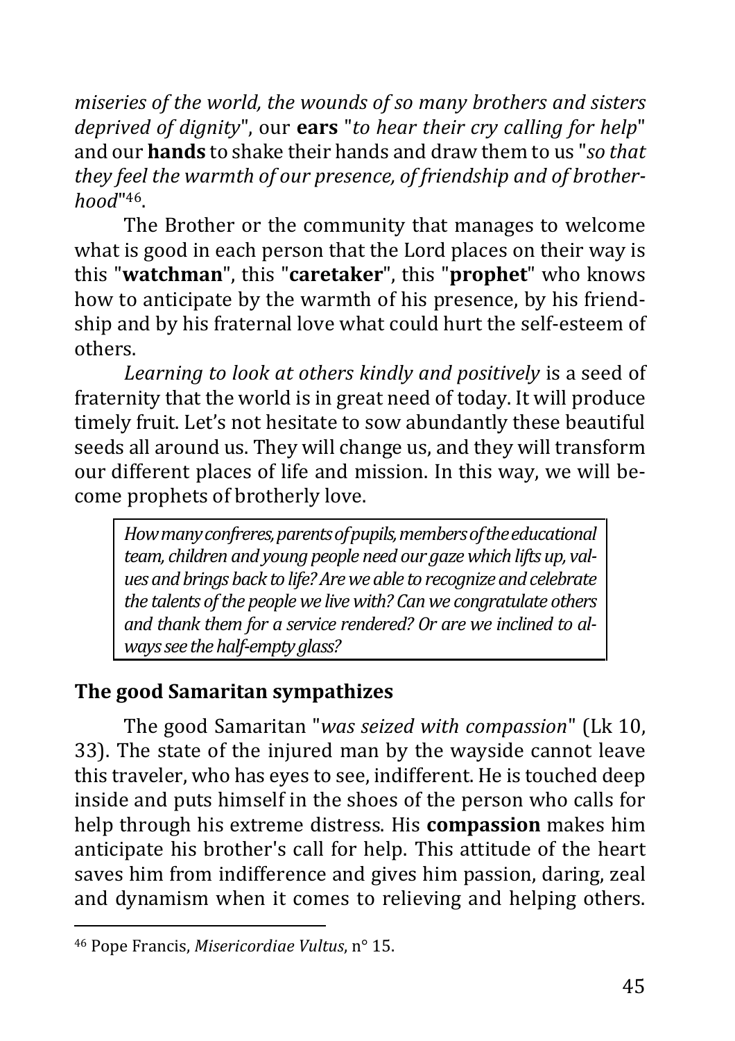*miseries of the world, the wounds of so many brothers and sisters deprived of dignity*", our **ears** "*to hear their cry calling for help*" and our **hands** to shake their hands and draw them to us "*so that they feel the warmth of our presence, of friendship and of brotherhood*"[46].

The Brother or the community that manages to welcome what is good in each person that the Lord places on their way is this "**watchman**", this "**caretaker**", this "**prophet**" who knows how to anticipate by the warmth of his presence, by his friendship and by his fraternal love what could hurt the self-esteem of others.

*Learning to look at others kindly and positively* is a seed of fraternity that the world is in great need of today. It will produce timely fruit. Let's not hesitate to sow abundantly these beautiful seeds all around us. They will change us, and they will transform our different places of life and mission. In this way, we will become prophets of brotherly love.

> *How many confreres, parents of pupils, members of the educational team, children and young people need our gaze which lifts up, values and brings back to life? Are we able to recognize and celebrate the talents of the people we live with? Can we congratulate others and thank them for a service rendered? Or are we inclined to always see the half-empty glass?*

## The good Samaritan sympathizes

The good Samaritan "*was seized with compassion*" (Lk 10, 33). The state of the injured man by the wayside cannot leave this traveler, who has eyes to see, indifferent. He is touched deep inside and puts himself in the shoes of the person who calls for help through his extreme distress. His **compassion** makes him anticipate his brother's call for help. This attitude of the heart saves him from indifference and gives him passion, daring, zeal and dynamism when it comes to relieving and helping others.

---

[46] Pope Francis, *Misericordiae Vultus*, n° 15.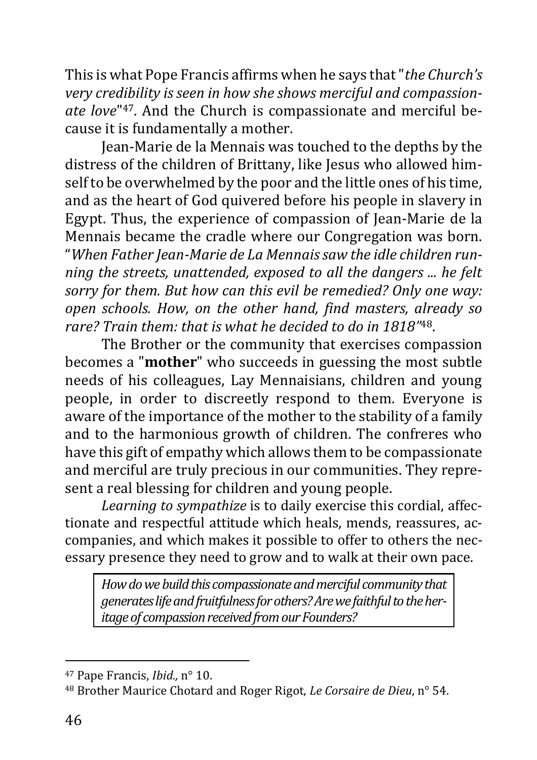This is what Pope Francis affirms when he says that "*the Church's very credibility is seen in how she shows merciful and compassionate love*"[47]. And the Church is compassionate and merciful because it is fundamentally a mother.

Jean-Marie de la Mennais was touched to the depths by the distress of the children of Brittany, like Jesus who allowed himself to be overwhelmed by the poor and the little ones of his time, and as the heart of God quivered before his people in slavery in Egypt. Thus, the experience of compassion of Jean-Marie de la Mennais became the cradle where our Congregation was born. "*When Father Jean-Marie de La Mennais saw the idle children running the streets, unattended, exposed to all the dangers ... he felt sorry for them. But how can this evil be remedied? Only one way: open schools. How, on the other hand, find masters, already so rare? Train them: that is what he decided to do in 1818*"[48].

The Brother or the community that exercises compassion becomes a "**mother**" who succeeds in guessing the most subtle needs of his colleagues, Lay Mennaisians, children and young people, in order to discreetly respond to them. Everyone is aware of the importance of the mother to the stability of a family and to the harmonious growth of children. The confreres who have this gift of empathy which allows them to be compassionate and merciful are truly precious in our communities. They represent a real blessing for children and young people.

*Learning to sympathize* is to daily exercise this cordial, affectionate and respectful attitude which heals, mends, reassures, accompanies, and which makes it possible to offer to others the necessary presence they need to grow and to walk at their own pace.

> *How do we build this compassionate and merciful community that generates life and fruitfulness for others? Are we faithful to the heritage of compassion received from our Founders?*

---

[47] Pape Francis, *Ibid.,* n° 10.

[48] Brother Maurice Chotard and Roger Rigot, *Le Corsaire de Dieu*, n° 54.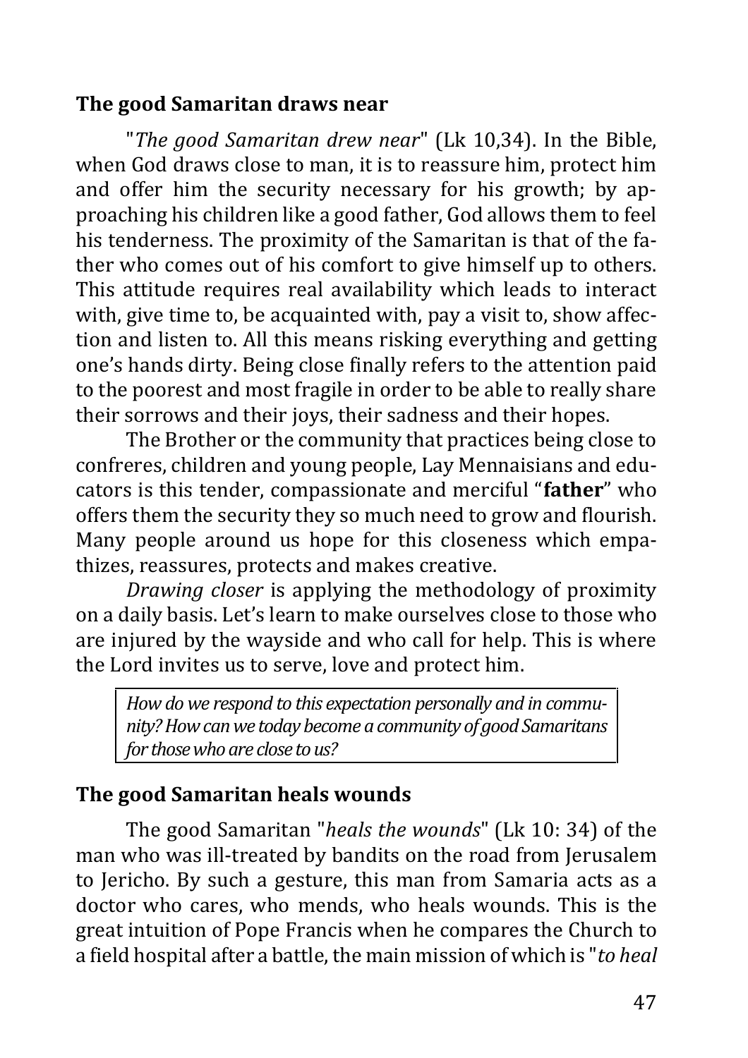## The good Samaritan draws near

"*The good Samaritan drew near*" (Lk 10,34). In the Bible, when God draws close to man, it is to reassure him, protect him and offer him the security necessary for his growth; by approaching his children like a good father, God allows them to feel his tenderness. The proximity of the Samaritan is that of the father who comes out of his comfort to give himself up to others. This attitude requires real availability which leads to interact with, give time to, be acquainted with, pay a visit to, show affection and listen to. All this means risking everything and getting one's hands dirty. Being close finally refers to the attention paid to the poorest and most fragile in order to be able to really share their sorrows and their joys, their sadness and their hopes.

The Brother or the community that practices being close to confreres, children and young people, Lay Mennaisians and educators is this tender, compassionate and merciful "**father**" who offers them the security they so much need to grow and flourish. Many people around us hope for this closeness which empathizes, reassures, protects and makes creative.

*Drawing closer* is applying the methodology of proximity on a daily basis. Let's learn to make ourselves close to those who are injured by the wayside and who call for help. This is where the Lord invites us to serve, love and protect him.

> *How do we respond to this expectation personally and in community? How can we today become a community of good Samaritans for those who are close to us?*

## The good Samaritan heals wounds

The good Samaritan "*heals the wounds*" (Lk 10: 34) of the man who was ill-treated by bandits on the road from Jerusalem to Jericho. By such a gesture, this man from Samaria acts as a doctor who cares, who mends, who heals wounds. This is the great intuition of Pope Francis when he compares the Church to a field hospital after a battle, the main mission of which is "*to heal*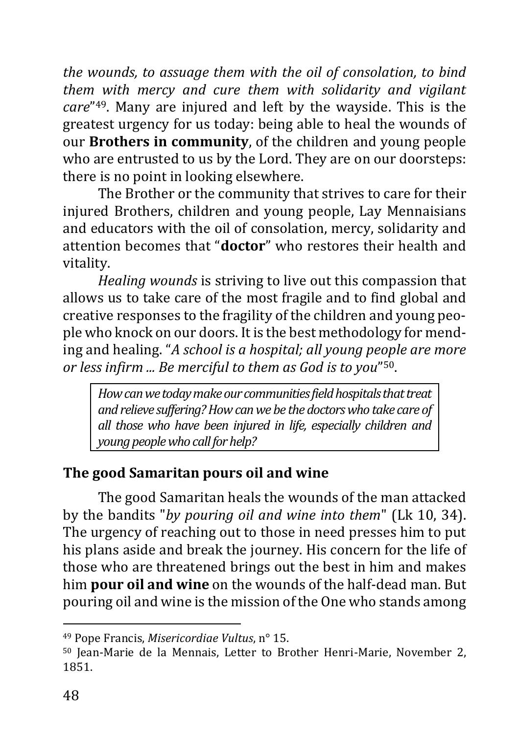*the wounds, to assuage them with the oil of consolation, to bind them with mercy and cure them with solidarity and vigilant care*"[49]. Many are injured and left by the wayside. This is the greatest urgency for us today: being able to heal the wounds of our **Brothers in community**, of the children and young people who are entrusted to us by the Lord. They are on our doorsteps: there is no point in looking elsewhere.

The Brother or the community that strives to care for their injured Brothers, children and young people, Lay Mennaisians and educators with the oil of consolation, mercy, solidarity and attention becomes that "**doctor**" who restores their health and vitality.

*Healing wounds* is striving to live out this compassion that allows us to take care of the most fragile and to find global and creative responses to the fragility of the children and young people who knock on our doors. It is the best methodology for mending and healing. "*A school is a hospital; all young people are more or less infirm ... Be merciful to them as God is to you*"[50].

> *How can we today make our communities field hospitals that treat and relieve suffering? How can we be the doctors who take care of all those who have been injured in life, especially children and young people who call for help?*

## The good Samaritan pours oil and wine

The good Samaritan heals the wounds of the man attacked by the bandits "*by pouring oil and wine into them*" (Lk 10, 34). The urgency of reaching out to those in need presses him to put his plans aside and break the journey. His concern for the life of those who are threatened brings out the best in him and makes him **pour oil and wine** on the wounds of the half-dead man. But pouring oil and wine is the mission of the One who stands among

---

[49] Pope Francis, *Misericordiae Vultus*, n° 15.

[50] Jean-Marie de la Mennais, Letter to Brother Henri-Marie, November 2, 1851.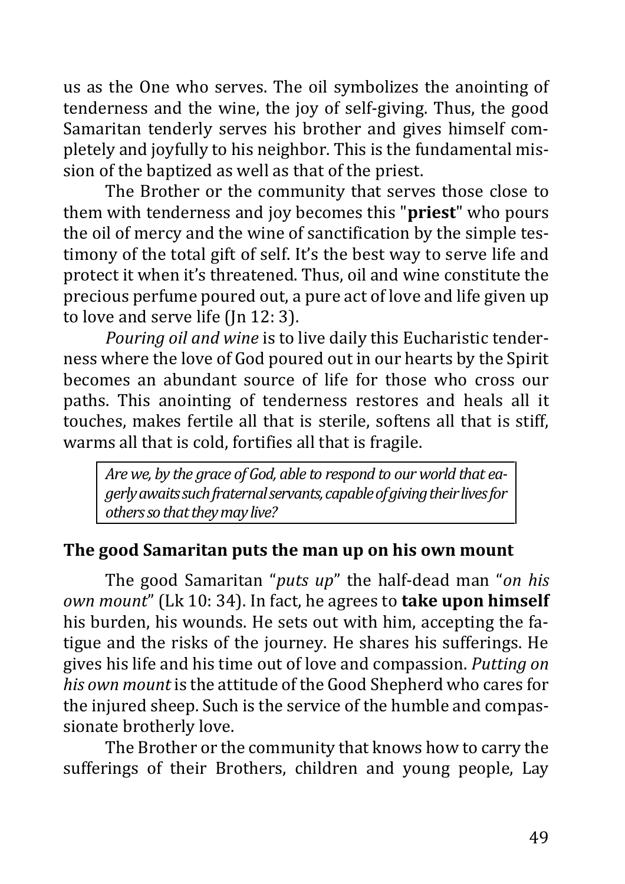us as the One who serves. The oil symbolizes the anointing of tenderness and the wine, the joy of self-giving. Thus, the good Samaritan tenderly serves his brother and gives himself completely and joyfully to his neighbor. This is the fundamental mission of the baptized as well as that of the priest.

The Brother or the community that serves those close to them with tenderness and joy becomes this "**priest**" who pours the oil of mercy and the wine of sanctification by the simple testimony of the total gift of self. It's the best way to serve life and protect it when it's threatened. Thus, oil and wine constitute the precious perfume poured out, a pure act of love and life given up to love and serve life (Jn 12: 3).

*Pouring oil and wine* is to live daily this Eucharistic tenderness where the love of God poured out in our hearts by the Spirit becomes an abundant source of life for those who cross our paths. This anointing of tenderness restores and heals all it touches, makes fertile all that is sterile, softens all that is stiff, warms all that is cold, fortifies all that is fragile.

> *Are we, by the grace of God, able to respond to our world that eagerly awaits such fraternal servants, capable of giving their lives for others so that they may live?*

### The good Samaritan puts the man up on his own mount

The good Samaritan "*puts up*" the half-dead man "*on his own mount*" (Lk 10: 34). In fact, he agrees to **take upon himself** his burden, his wounds. He sets out with him, accepting the fatigue and the risks of the journey. He shares his sufferings. He gives his life and his time out of love and compassion. *Putting on his own mount* is the attitude of the Good Shepherd who cares for the injured sheep. Such is the service of the humble and compassionate brotherly love.

The Brother or the community that knows how to carry the sufferings of their Brothers, children and young people, Lay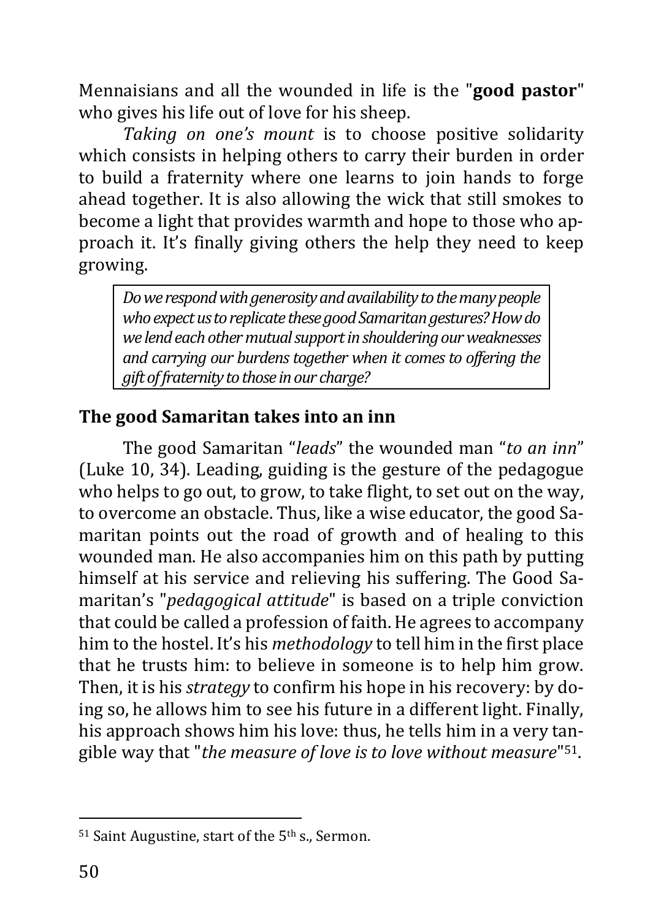Mennaisians and all the wounded in life is the "**good pastor**" who gives his life out of love for his sheep.

*Taking on one's mount* is to choose positive solidarity which consists in helping others to carry their burden in order to build a fraternity where one learns to join hands to forge ahead together. It is also allowing the wick that still smokes to become a light that provides warmth and hope to those who approach it. It's finally giving others the help they need to keep growing.

> *Do we respond with generosity and availability to the many people who expect us to replicate these good Samaritan gestures? How do we lend each other mutual support in shouldering our weaknesses and carrying our burdens together when it comes to offering the gift of fraternity to those in our charge?*

## The good Samaritan takes into an inn

The good Samaritan "*leads*" the wounded man "*to an inn*" (Luke 10, 34). Leading, guiding is the gesture of the pedagogue who helps to go out, to grow, to take flight, to set out on the way, to overcome an obstacle. Thus, like a wise educator, the good Samaritan points out the road of growth and of healing to this wounded man. He also accompanies him on this path by putting himself at his service and relieving his suffering. The Good Samaritan's "*pedagogical attitude*" is based on a triple conviction that could be called a profession of faith. He agrees to accompany him to the hostel. It's his *methodology* to tell him in the first place that he trusts him: to believe in someone is to help him grow. Then, it is his *strategy* to confirm his hope in his recovery: by doing so, he allows him to see his future in a different light. Finally, his approach shows him his love: thus, he tells him in a very tangible way that "*the measure of love is to love without measure*"[51].

---

[51] Saint Augustine, start of the 5th s., Sermon.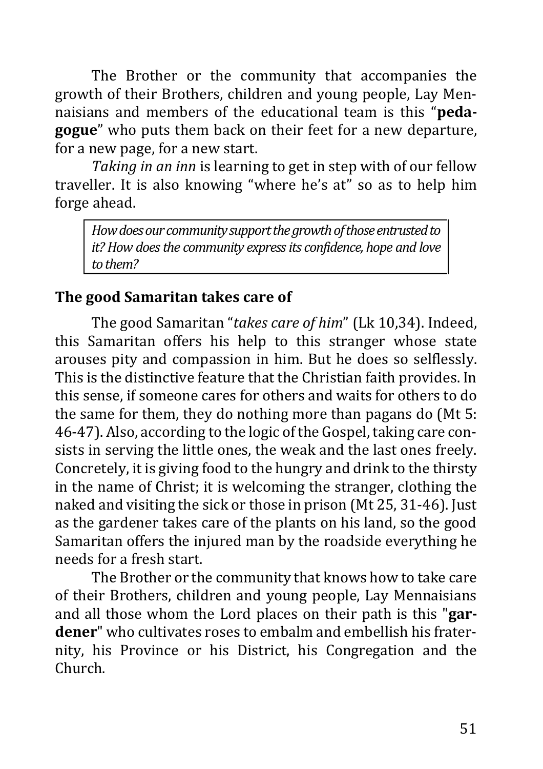The Brother or the community that accompanies the growth of their Brothers, children and young people, Lay Mennaisians and members of the educational team is this "**pedagogue**" who puts them back on their feet for a new departure, for a new page, for a new start.

*Taking in an inn* is learning to get in step with of our fellow traveller. It is also knowing "where he's at" so as to help him forge ahead.

> *How does our community support the growth of those entrusted to it? How does the community express its confidence, hope and love to them?*

## The good Samaritan takes care of

The good Samaritan "*takes care of him*" (Lk 10,34). Indeed, this Samaritan offers his help to this stranger whose state arouses pity and compassion in him. But he does so selflessly. This is the distinctive feature that the Christian faith provides. In this sense, if someone cares for others and waits for others to do the same for them, they do nothing more than pagans do (Mt 5: 46-47). Also, according to the logic of the Gospel, taking care consists in serving the little ones, the weak and the last ones freely. Concretely, it is giving food to the hungry and drink to the thirsty in the name of Christ; it is welcoming the stranger, clothing the naked and visiting the sick or those in prison (Mt 25, 31-46). Just as the gardener takes care of the plants on his land, so the good Samaritan offers the injured man by the roadside everything he needs for a fresh start.

The Brother or the community that knows how to take care of their Brothers, children and young people, Lay Mennaisians and all those whom the Lord places on their path is this "**gardener**" who cultivates roses to embalm and embellish his fraternity, his Province or his District, his Congregation and the Church.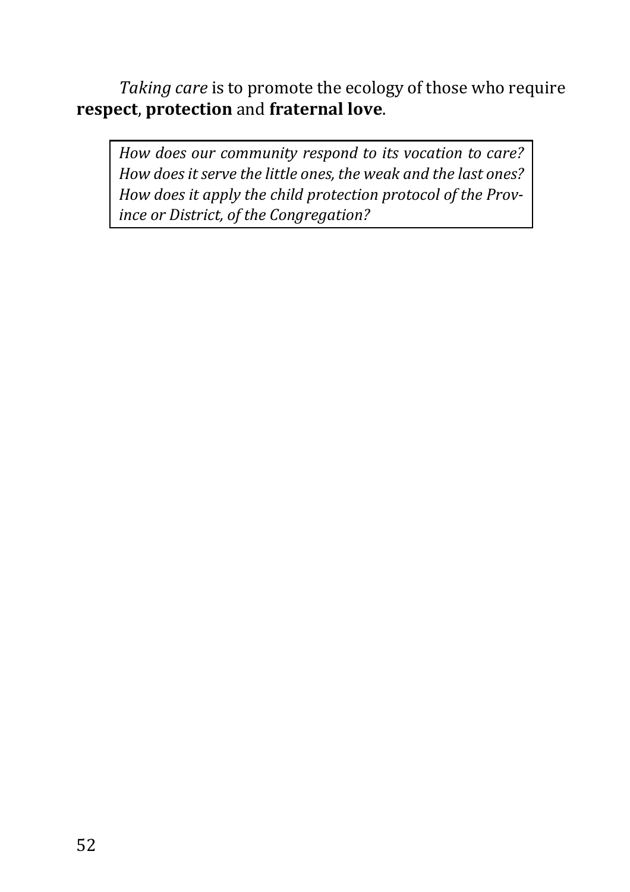*Taking care* is to promote the ecology of those who require **respect**, **protection** and **fraternal love**.

> *How does our community respond to its vocation to care? How does it serve the little ones, the weak and the last ones? How does it apply the child protection protocol of the Province or District, of the Congregation?*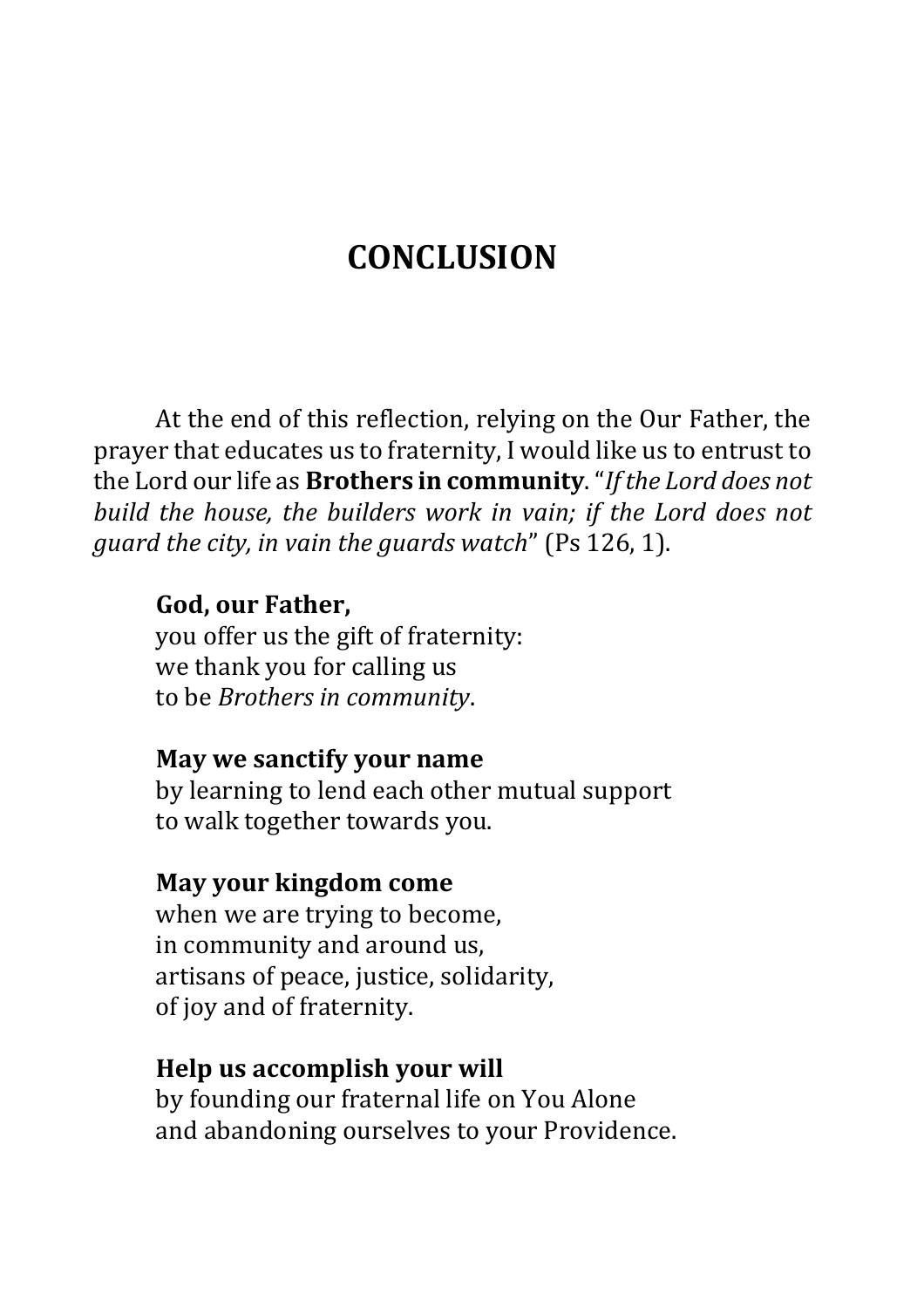# CONCLUSION

At the end of this reflection, relying on the Our Father, the prayer that educates us to fraternity, I would like us to entrust to the Lord our life as **Brothers in community**. "*If the Lord does not build the house, the builders work in vain; if the Lord does not guard the city, in vain the guards watch*" (Ps 126, 1).

**God, our Father,**  
you offer us the gift of fraternity:  
we thank you for calling us  
to be *Brothers in community*.

**May we sanctify your name**  
by learning to lend each other mutual support  
to walk together towards you.

**May your kingdom come**  
when we are trying to become,  
in community and around us,  
artisans of peace, justice, solidarity,  
of joy and of fraternity.

**Help us accomplish your will**  
by founding our fraternal life on You Alone  
and abandoning ourselves to your Providence.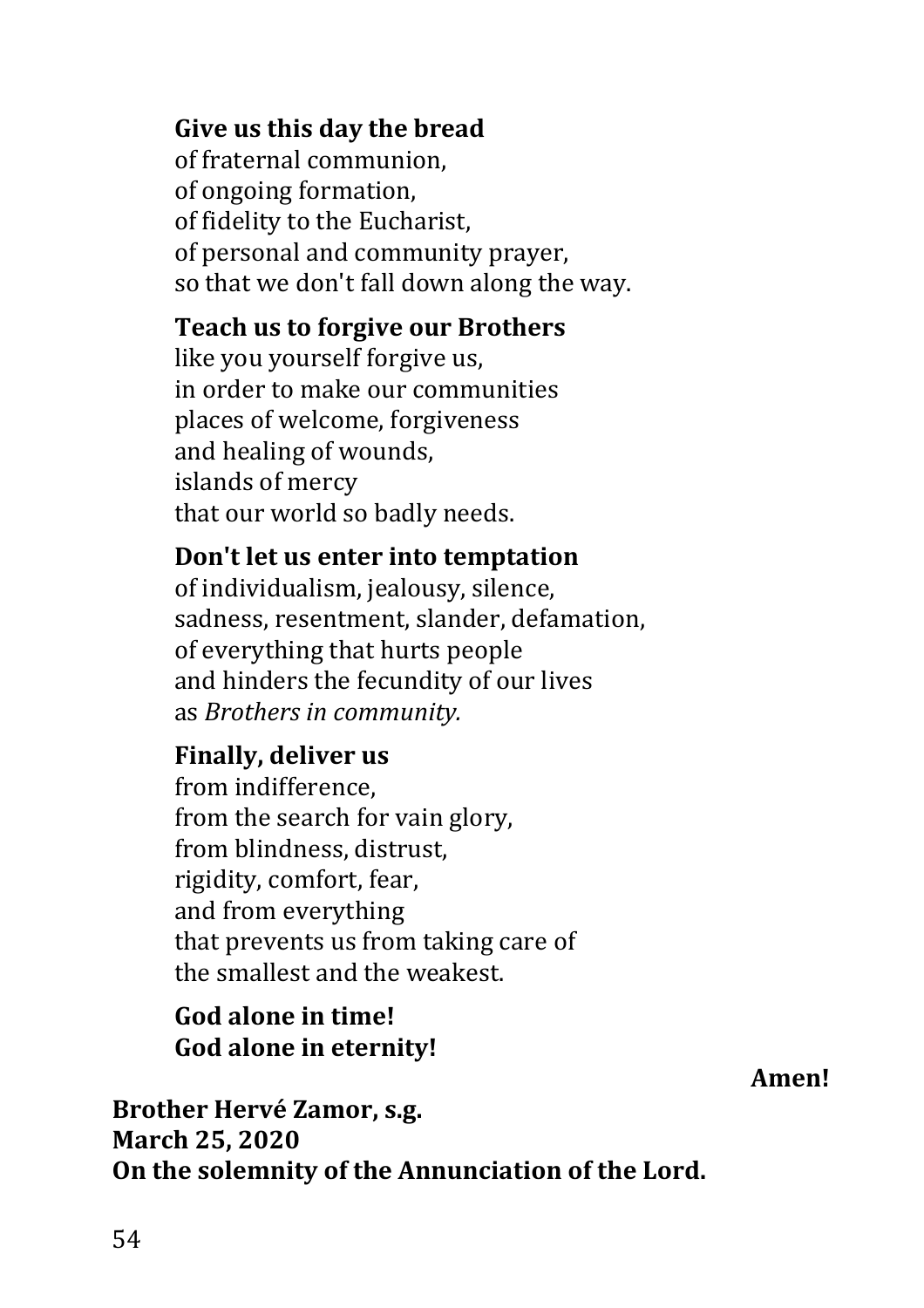**Give us this day the bread**
of fraternal communion,
of ongoing formation,
of fidelity to the Eucharist,
of personal and community prayer,
so that we don't fall down along the way.

**Teach us to forgive our Brothers**
like you yourself forgive us,
in order to make our communities
places of welcome, forgiveness
and healing of wounds,
islands of mercy
that our world so badly needs.

**Don't let us enter into temptation**
of individualism, jealousy, silence,
sadness, resentment, slander, defamation,
of everything that hurts people
and hinders the fecundity of our lives
as *Brothers in community.*

**Finally, deliver us**
from indifference,
from the search for vain glory,
from blindness, distrust,
rigidity, comfort, fear,
and from everything
that prevents us from taking care of
the smallest and the weakest.

**God alone in time!**
**God alone in eternity!**

**Amen!**

**Brother Hervé Zamor, s.g.**
**March 25, 2020**
**On the solemnity of the Annunciation of the Lord.**